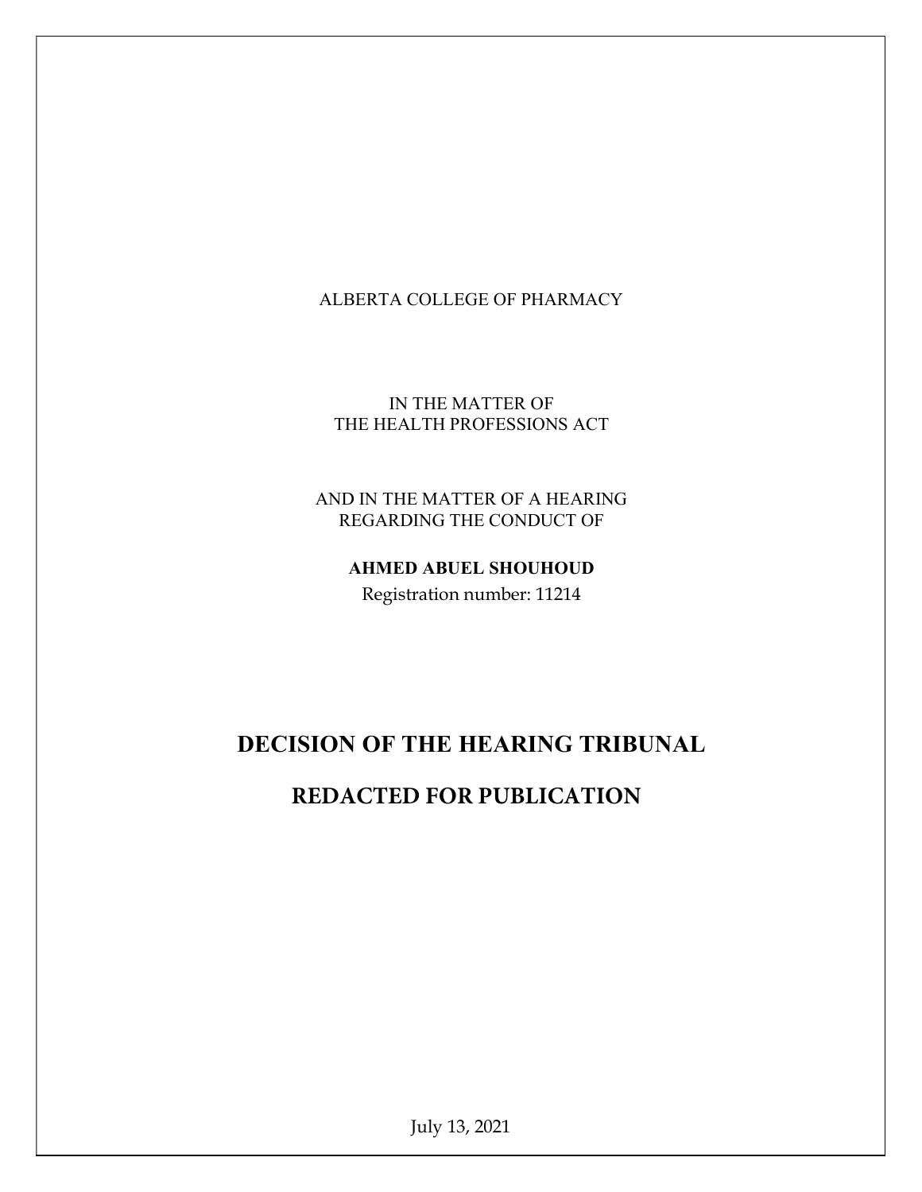ALBERTA COLLEGE OF PHARMACY

IN THE MATTER OF
THE HEALTH PROFESSIONS ACT

AND IN THE MATTER OF A HEARING
REGARDING THE CONDUCT OF

**AHMED ABUEL SHOUHOUD**

Registration number: 11214

# DECISION OF THE HEARING TRIBUNAL

# REDACTED FOR PUBLICATION

July 13, 2021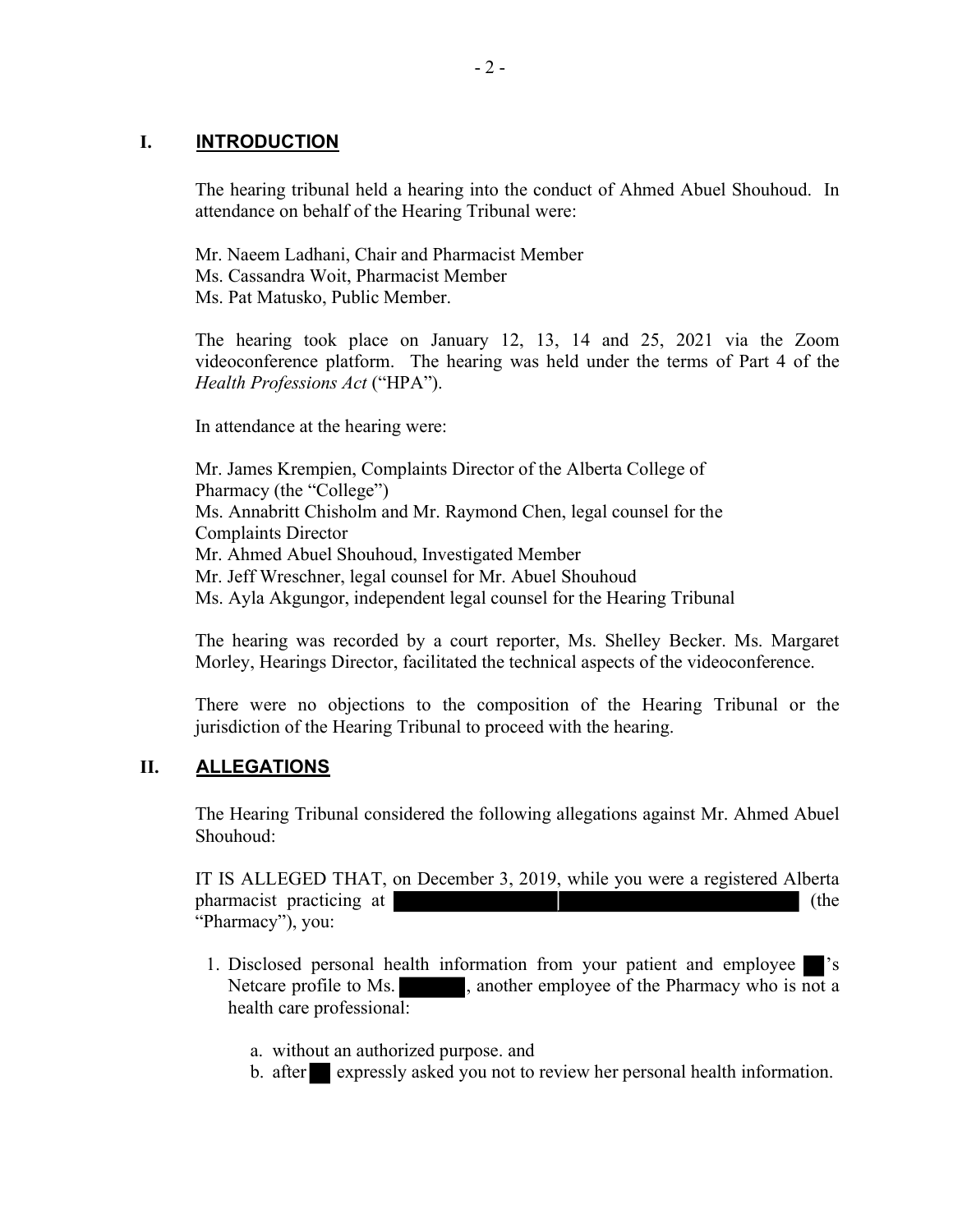## I. INTRODUCTION

The hearing tribunal held a hearing into the conduct of Ahmed Abuel Shouhoud. In attendance on behalf of the Hearing Tribunal were:

Mr. Naeem Ladhani, Chair and Pharmacist Member
Ms. Cassandra Woit, Pharmacist Member
Ms. Pat Matusko, Public Member.

The hearing took place on January 12, 13, 14 and 25, 2021 via the Zoom videoconference platform. The hearing was held under the terms of Part 4 of the *Health Professions Act* ("HPA").

In attendance at the hearing were:

Mr. James Krempien, Complaints Director of the Alberta College of Pharmacy (the "College")
Ms. Annabritt Chisholm and Mr. Raymond Chen, legal counsel for the Complaints Director
Mr. Ahmed Abuel Shouhoud, Investigated Member
Mr. Jeff Wreschner, legal counsel for Mr. Abuel Shouhoud
Ms. Ayla Akgungor, independent legal counsel for the Hearing Tribunal

The hearing was recorded by a court reporter, Ms. Shelley Becker. Ms. Margaret Morley, Hearings Director, facilitated the technical aspects of the videoconference.

There were no objections to the composition of the Hearing Tribunal or the jurisdiction of the Hearing Tribunal to proceed with the hearing.

## II. ALLEGATIONS

The Hearing Tribunal considered the following allegations against Mr. Ahmed Abuel Shouhoud:

IT IS ALLEGED THAT, on December 3, 2019, while you were a registered Alberta pharmacist practicing at [redacted] (the "Pharmacy"), you:

1. Disclosed personal health information from your patient and employee [redacted]'s Netcare profile to Ms. [redacted], another employee of the Pharmacy who is not a health care professional:

   a. without an authorized purpose. and
   b. after [redacted] expressly asked you not to review her personal health information.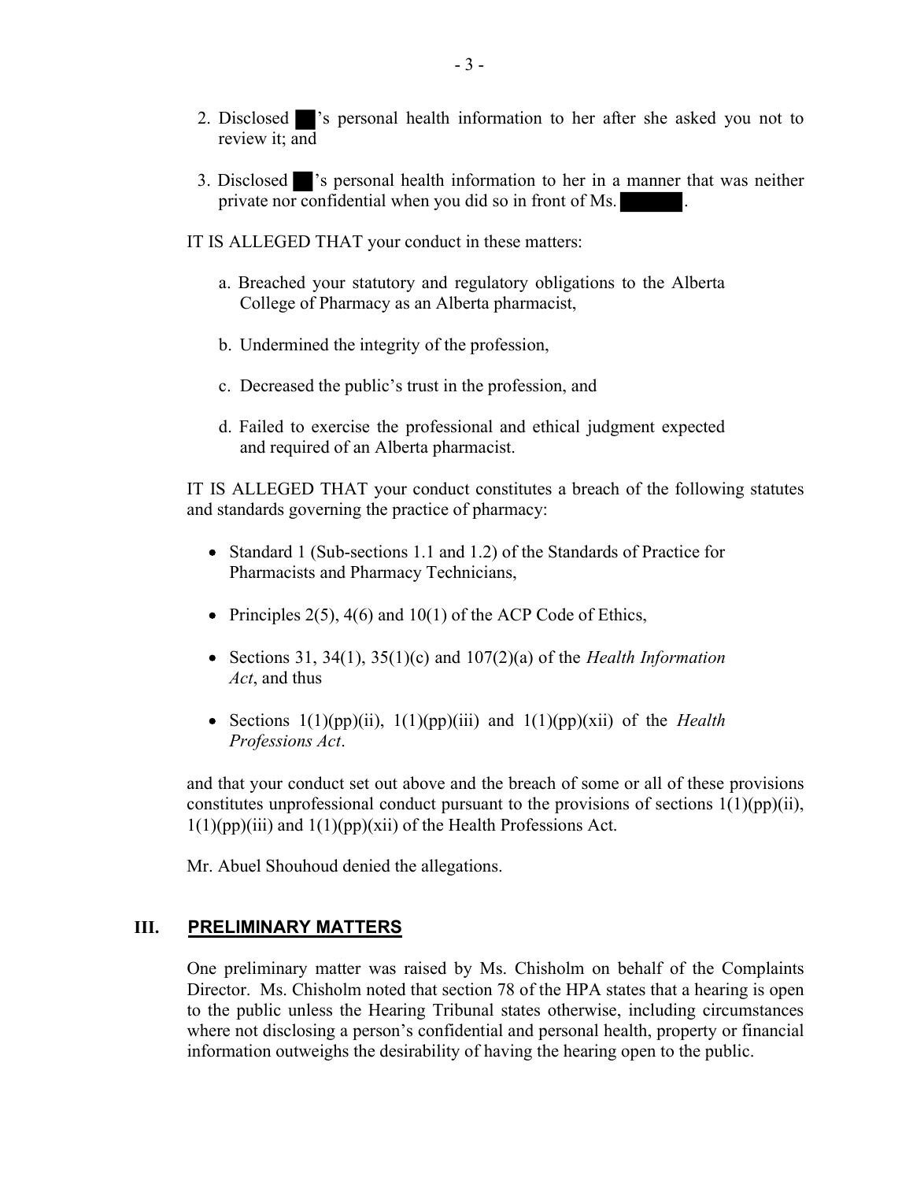2. Disclosed ██'s personal health information to her after she asked you not to review it; and

3. Disclosed ██'s personal health information to her in a manner that was neither private nor confidential when you did so in front of Ms. ██████.

IT IS ALLEGED THAT your conduct in these matters:

a. Breached your statutory and regulatory obligations to the Alberta College of Pharmacy as an Alberta pharmacist,

b. Undermined the integrity of the profession,

c. Decreased the public's trust in the profession, and

d. Failed to exercise the professional and ethical judgment expected and required of an Alberta pharmacist.

IT IS ALLEGED THAT your conduct constitutes a breach of the following statutes and standards governing the practice of pharmacy:

- Standard 1 (Sub-sections 1.1 and 1.2) of the Standards of Practice for Pharmacists and Pharmacy Technicians,
- Principles 2(5), 4(6) and 10(1) of the ACP Code of Ethics,
- Sections 31, 34(1), 35(1)(c) and 107(2)(a) of the *Health Information Act*, and thus
- Sections 1(1)(pp)(ii), 1(1)(pp)(iii) and 1(1)(pp)(xii) of the *Health Professions Act*.

and that your conduct set out above and the breach of some or all of these provisions constitutes unprofessional conduct pursuant to the provisions of sections 1(1)(pp)(ii), 1(1)(pp)(iii) and 1(1)(pp)(xii) of the Health Professions Act.

Mr. Abuel Shouhoud denied the allegations.

## III. PRELIMINARY MATTERS

One preliminary matter was raised by Ms. Chisholm on behalf of the Complaints Director. Ms. Chisholm noted that section 78 of the HPA states that a hearing is open to the public unless the Hearing Tribunal states otherwise, including circumstances where not disclosing a person's confidential and personal health, property or financial information outweighs the desirability of having the hearing open to the public.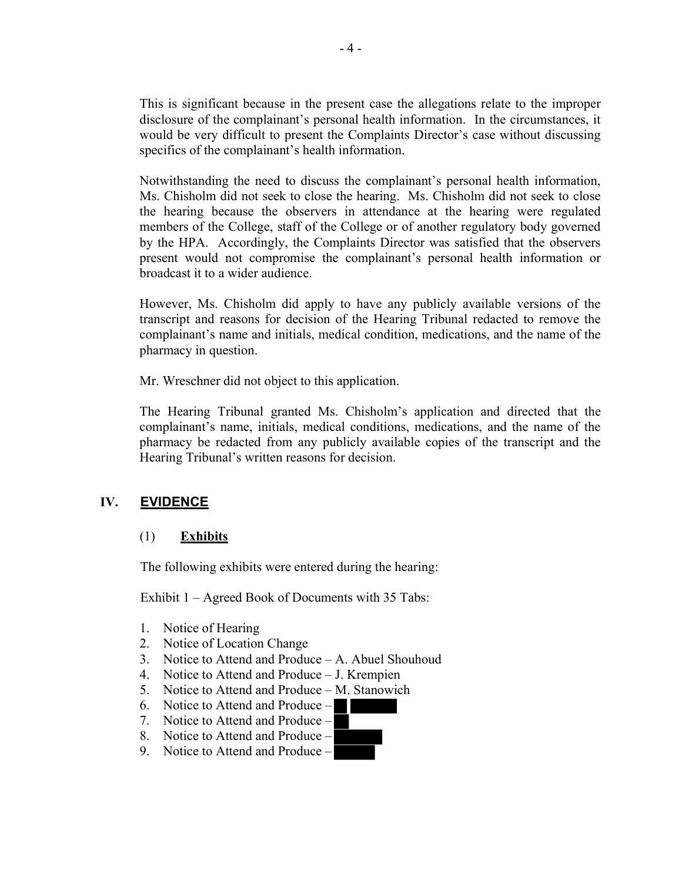This is significant because in the present case the allegations relate to the improper disclosure of the complainant's personal health information. In the circumstances, it would be very difficult to present the Complaints Director's case without discussing specifics of the complainant's health information.

Notwithstanding the need to discuss the complainant's personal health information, Ms. Chisholm did not seek to close the hearing. Ms. Chisholm did not seek to close the hearing because the observers in attendance at the hearing were regulated members of the College, staff of the College or of another regulatory body governed by the HPA. Accordingly, the Complaints Director was satisfied that the observers present would not compromise the complainant's personal health information or broadcast it to a wider audience.

However, Ms. Chisholm did apply to have any publicly available versions of the transcript and reasons for decision of the Hearing Tribunal redacted to remove the complainant's name and initials, medical condition, medications, and the name of the pharmacy in question.

Mr. Wreschner did not object to this application.

The Hearing Tribunal granted Ms. Chisholm's application and directed that the complainant's name, initials, medical conditions, medications, and the name of the pharmacy be redacted from any publicly available copies of the transcript and the Hearing Tribunal's written reasons for decision.

## IV. EVIDENCE

### (1) Exhibits

The following exhibits were entered during the hearing:

Exhibit 1 – Agreed Book of Documents with 35 Tabs:

1. Notice of Hearing
2. Notice of Location Change
3. Notice to Attend and Produce – A. Abuel Shouhoud
4. Notice to Attend and Produce – J. Krempien
5. Notice to Attend and Produce – M. Stanowich
6. Notice to Attend and Produce – [redacted]
7. Notice to Attend and Produce – [redacted]
8. Notice to Attend and Produce – [redacted]
9. Notice to Attend and Produce – [redacted]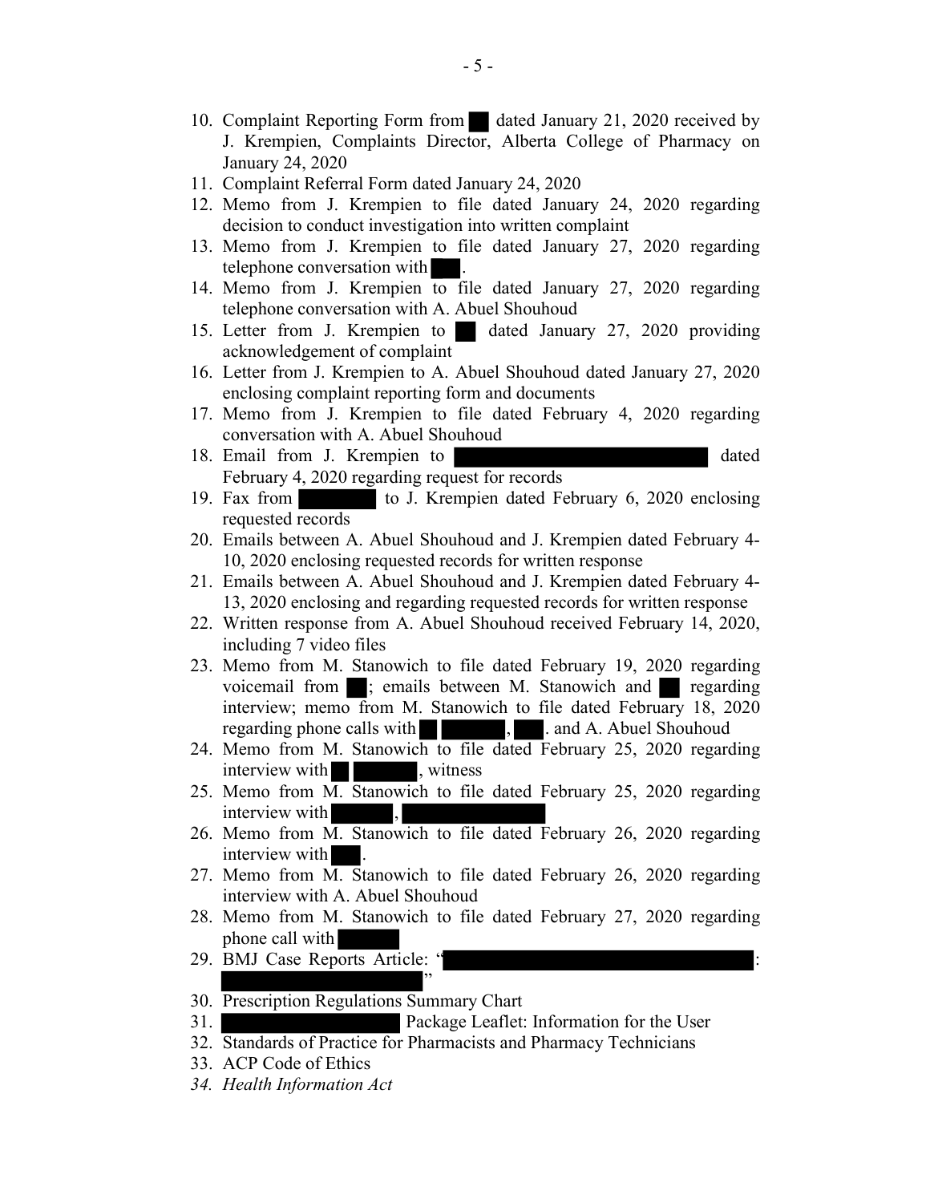10. Complaint Reporting Form from ██ dated January 21, 2020 received by J. Krempien, Complaints Director, Alberta College of Pharmacy on January 24, 2020
11. Complaint Referral Form dated January 24, 2020
12. Memo from J. Krempien to file dated January 24, 2020 regarding decision to conduct investigation into written complaint
13. Memo from J. Krempien to file dated January 27, 2020 regarding telephone conversation with ██.
14. Memo from J. Krempien to file dated January 27, 2020 regarding telephone conversation with A. Abuel Shouhoud
15. Letter from J. Krempien to ██ dated January 27, 2020 providing acknowledgement of complaint
16. Letter from J. Krempien to A. Abuel Shouhoud dated January 27, 2020 enclosing complaint reporting form and documents
17. Memo from J. Krempien to file dated February 4, 2020 regarding conversation with A. Abuel Shouhoud
18. Email from J. Krempien to ██ dated February 4, 2020 regarding request for records
19. Fax from ██ to J. Krempien dated February 6, 2020 enclosing requested records
20. Emails between A. Abuel Shouhoud and J. Krempien dated February 4-10, 2020 enclosing requested records for written response
21. Emails between A. Abuel Shouhoud and J. Krempien dated February 4-13, 2020 enclosing and regarding requested records for written response
22. Written response from A. Abuel Shouhoud received February 14, 2020, including 7 video files
23. Memo from M. Stanowich to file dated February 19, 2020 regarding voicemail from ██; emails between M. Stanowich and ██ regarding interview; memo from M. Stanowich to file dated February 18, 2020 regarding phone calls with ██ ██, ██. and A. Abuel Shouhoud
24. Memo from M. Stanowich to file dated February 25, 2020 regarding interview with ██ ██, witness
25. Memo from M. Stanowich to file dated February 25, 2020 regarding interview with ██, ██
26. Memo from M. Stanowich to file dated February 26, 2020 regarding interview with ██.
27. Memo from M. Stanowich to file dated February 26, 2020 regarding interview with A. Abuel Shouhoud
28. Memo from M. Stanowich to file dated February 27, 2020 regarding phone call with ██
29. BMJ Case Reports Article: "██: ██"
30. Prescription Regulations Summary Chart
31. ██ Package Leaflet: Information for the User
32. Standards of Practice for Pharmacists and Pharmacy Technicians
33. ACP Code of Ethics
34. *Health Information Act*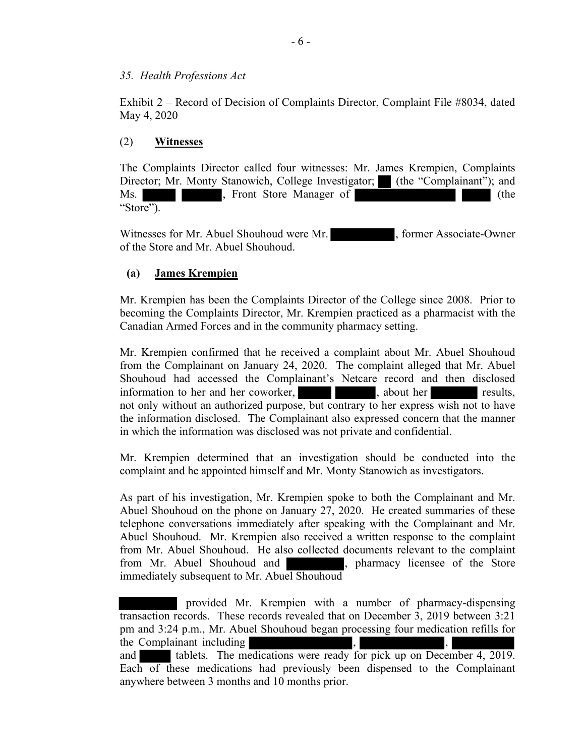*35. Health Professions Act*

Exhibit 2 – Record of Decision of Complaints Director, Complaint File #8034, dated May 4, 2020

## (2) **Witnesses**

The Complaints Director called four witnesses: Mr. James Krempien, Complaints Director; Mr. Monty Stanowich, College Investigator; ██ (the "Complainant"); and Ms. █████ ██████, Front Store Manager of ████████████████ ████ (the "Store").

Witnesses for Mr. Abuel Shouhoud were Mr. ██████████, former Associate-Owner of the Store and Mr. Abuel Shouhoud.

### (a) **James Krempien**

Mr. Krempien has been the Complaints Director of the College since 2008. Prior to becoming the Complaints Director, Mr. Krempien practiced as a pharmacist with the Canadian Armed Forces and in the community pharmacy setting.

Mr. Krempien confirmed that he received a complaint about Mr. Abuel Shouhoud from the Complainant on January 24, 2020. The complaint alleged that Mr. Abuel Shouhoud had accessed the Complainant's Netcare record and then disclosed information to her and her coworker, █████ ██████, about her ███████ results, not only without an authorized purpose, but contrary to her express wish not to have the information disclosed. The Complainant also expressed concern that the manner in which the information was disclosed was not private and confidential.

Mr. Krempien determined that an investigation should be conducted into the complaint and he appointed himself and Mr. Monty Stanowich as investigators.

As part of his investigation, Mr. Krempien spoke to both the Complainant and Mr. Abuel Shouhoud on the phone on January 27, 2020. He created summaries of these telephone conversations immediately after speaking with the Complainant and Mr. Abuel Shouhoud. Mr. Krempien also received a written response to the complaint from Mr. Abuel Shouhoud. He also collected documents relevant to the complaint from Mr. Abuel Shouhoud and █████████, pharmacy licensee of the Store immediately subsequent to Mr. Abuel Shouhoud

█████████ provided Mr. Krempien with a number of pharmacy-dispensing transaction records. These records revealed that on December 3, 2019 between 3:21 pm and 3:24 p.m., Mr. Abuel Shouhoud began processing four medication refills for the Complainant including █████████████████, ███████████████, ██████████ and █████ tablets. The medications were ready for pick up on December 4, 2019. Each of these medications had previously been dispensed to the Complainant anywhere between 3 months and 10 months prior.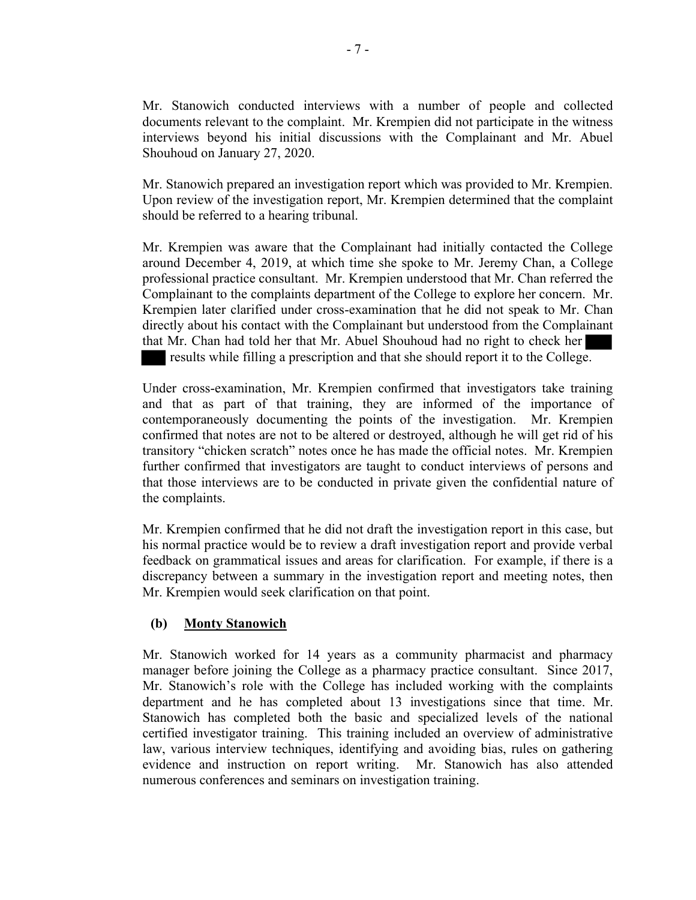Mr. Stanowich conducted interviews with a number of people and collected documents relevant to the complaint. Mr. Krempien did not participate in the witness interviews beyond his initial discussions with the Complainant and Mr. Abuel Shouhoud on January 27, 2020.

Mr. Stanowich prepared an investigation report which was provided to Mr. Krempien. Upon review of the investigation report, Mr. Krempien determined that the complaint should be referred to a hearing tribunal.

Mr. Krempien was aware that the Complainant had initially contacted the College around December 4, 2019, at which time she spoke to Mr. Jeremy Chan, a College professional practice consultant. Mr. Krempien understood that Mr. Chan referred the Complainant to the complaints department of the College to explore her concern. Mr. Krempien later clarified under cross-examination that he did not speak to Mr. Chan directly about his contact with the Complainant but understood from the Complainant that Mr. Chan had told her that Mr. Abuel Shouhoud had no right to check her ███ ███ results while filling a prescription and that she should report it to the College.

Under cross-examination, Mr. Krempien confirmed that investigators take training and that as part of that training, they are informed of the importance of contemporaneously documenting the points of the investigation. Mr. Krempien confirmed that notes are not to be altered or destroyed, although he will get rid of his transitory "chicken scratch" notes once he has made the official notes. Mr. Krempien further confirmed that investigators are taught to conduct interviews of persons and that those interviews are to be conducted in private given the confidential nature of the complaints.

Mr. Krempien confirmed that he did not draft the investigation report in this case, but his normal practice would be to review a draft investigation report and provide verbal feedback on grammatical issues and areas for clarification. For example, if there is a discrepancy between a summary in the investigation report and meeting notes, then Mr. Krempien would seek clarification on that point.

**(b) Monty Stanowich**

Mr. Stanowich worked for 14 years as a community pharmacist and pharmacy manager before joining the College as a pharmacy practice consultant. Since 2017, Mr. Stanowich's role with the College has included working with the complaints department and he has completed about 13 investigations since that time. Mr. Stanowich has completed both the basic and specialized levels of the national certified investigator training. This training included an overview of administrative law, various interview techniques, identifying and avoiding bias, rules on gathering evidence and instruction on report writing. Mr. Stanowich has also attended numerous conferences and seminars on investigation training.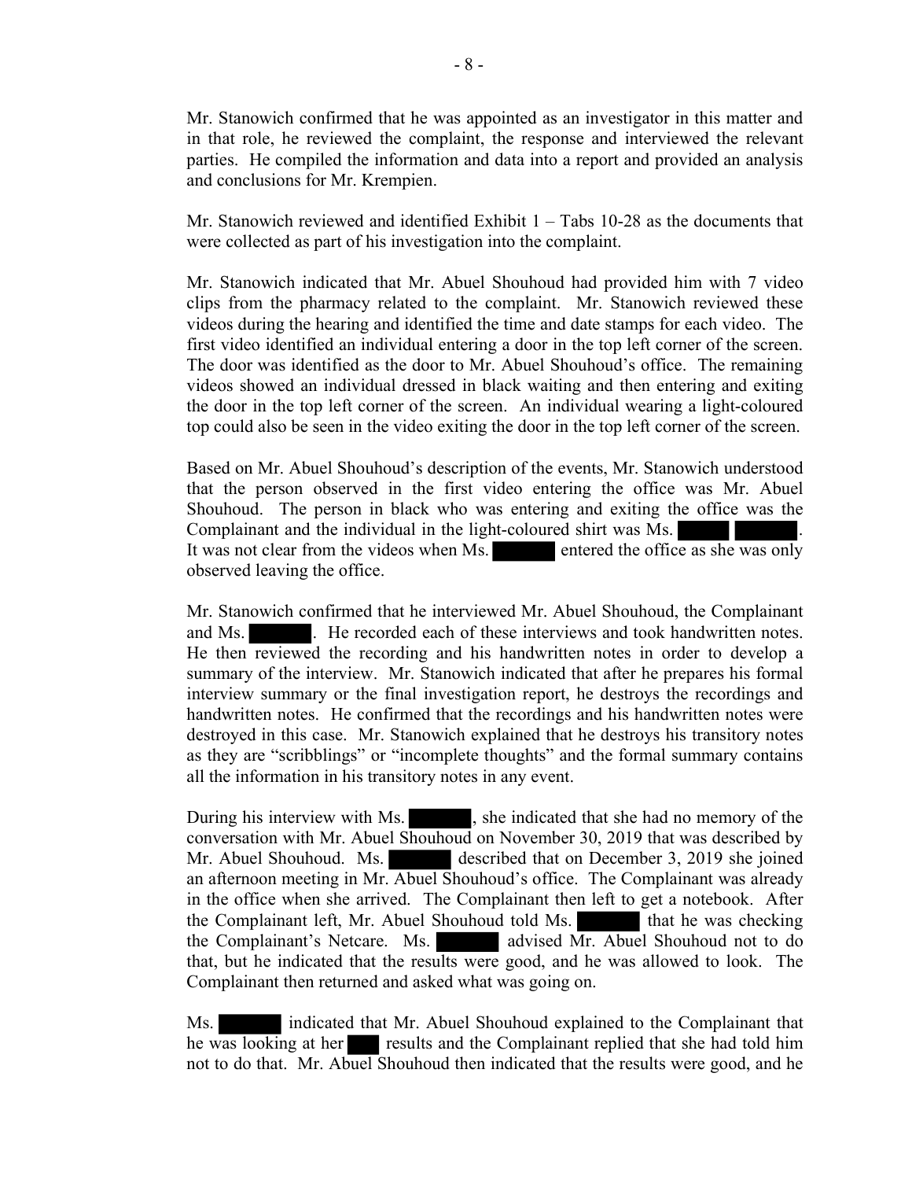Mr. Stanowich confirmed that he was appointed as an investigator in this matter and in that role, he reviewed the complaint, the response and interviewed the relevant parties. He compiled the information and data into a report and provided an analysis and conclusions for Mr. Krempien.

Mr. Stanowich reviewed and identified Exhibit 1 – Tabs 10-28 as the documents that were collected as part of his investigation into the complaint.

Mr. Stanowich indicated that Mr. Abuel Shouhoud had provided him with 7 video clips from the pharmacy related to the complaint. Mr. Stanowich reviewed these videos during the hearing and identified the time and date stamps for each video. The first video identified an individual entering a door in the top left corner of the screen. The door was identified as the door to Mr. Abuel Shouhoud's office. The remaining videos showed an individual dressed in black waiting and then entering and exiting the door in the top left corner of the screen. An individual wearing a light-coloured top could also be seen in the video exiting the door in the top left corner of the screen.

Based on Mr. Abuel Shouhoud's description of the events, Mr. Stanowich understood that the person observed in the first video entering the office was Mr. Abuel Shouhoud. The person in black who was entering and exiting the office was the Complainant and the individual in the light-coloured shirt was Ms. ████ █████. It was not clear from the videos when Ms. █████ entered the office as she was only observed leaving the office.

Mr. Stanowich confirmed that he interviewed Mr. Abuel Shouhoud, the Complainant and Ms. █████. He recorded each of these interviews and took handwritten notes. He then reviewed the recording and his handwritten notes in order to develop a summary of the interview. Mr. Stanowich indicated that after he prepares his formal interview summary or the final investigation report, he destroys the recordings and handwritten notes. He confirmed that the recordings and his handwritten notes were destroyed in this case. Mr. Stanowich explained that he destroys his transitory notes as they are "scribblings" or "incomplete thoughts" and the formal summary contains all the information in his transitory notes in any event.

During his interview with Ms. █████, she indicated that she had no memory of the conversation with Mr. Abuel Shouhoud on November 30, 2019 that was described by Mr. Abuel Shouhoud. Ms. █████ described that on December 3, 2019 she joined an afternoon meeting in Mr. Abuel Shouhoud's office. The Complainant was already in the office when she arrived. The Complainant then left to get a notebook. After the Complainant left, Mr. Abuel Shouhoud told Ms. █████ that he was checking the Complainant's Netcare. Ms. █████ advised Mr. Abuel Shouhoud not to do that, but he indicated that the results were good, and he was allowed to look. The Complainant then returned and asked what was going on.

Ms. █████ indicated that Mr. Abuel Shouhoud explained to the Complainant that he was looking at her ███ results and the Complainant replied that she had told him not to do that. Mr. Abuel Shouhoud then indicated that the results were good, and he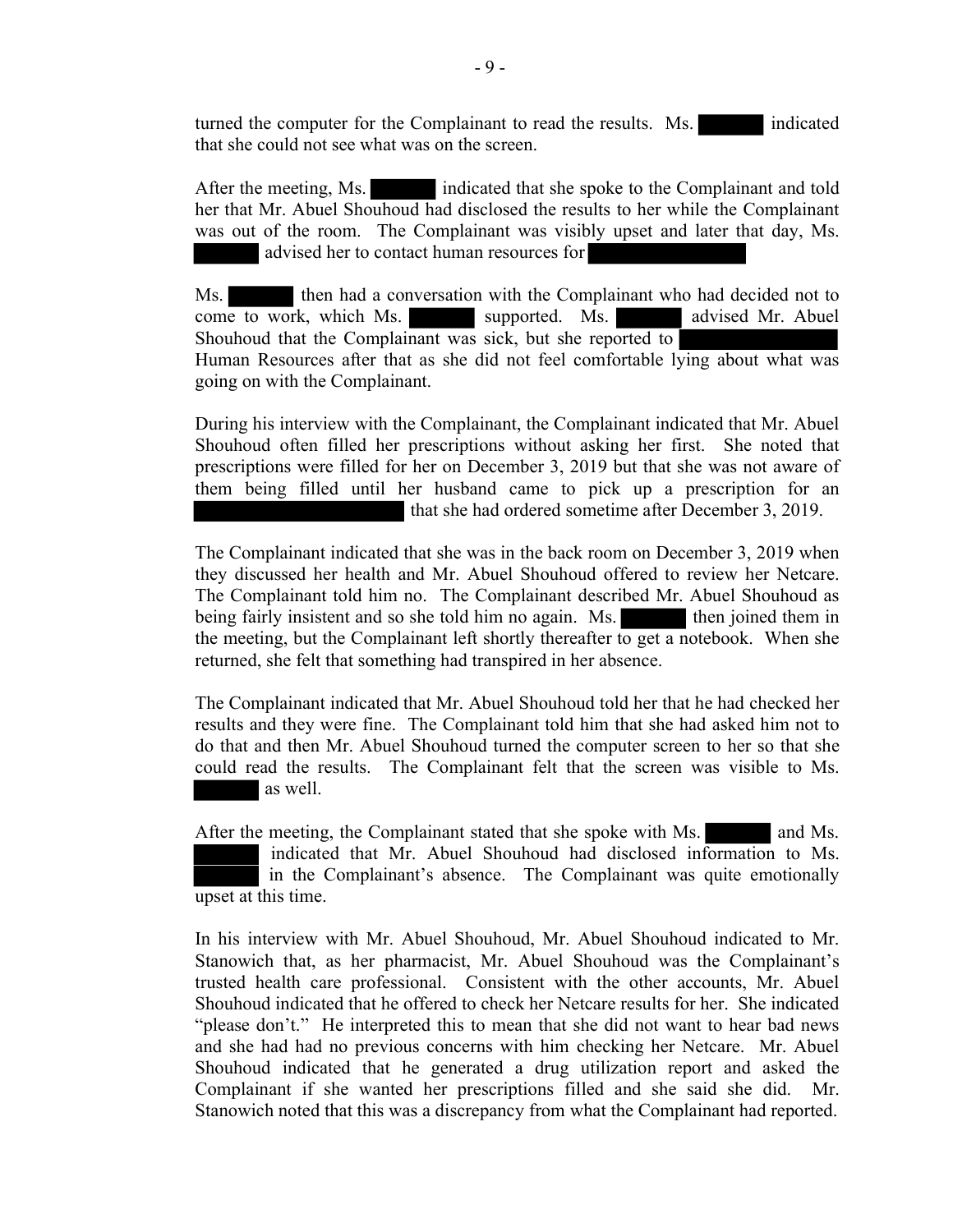turned the computer for the Complainant to read the results. Ms. ██████ indicated that she could not see what was on the screen.

After the meeting, Ms. ██████ indicated that she spoke to the Complainant and told her that Mr. Abuel Shouhoud had disclosed the results to her while the Complainant was out of the room. The Complainant was visibly upset and later that day, Ms. ██████ advised her to contact human resources for ██████████████

Ms. ██████ then had a conversation with the Complainant who had decided not to come to work, which Ms. ██████ supported. Ms. ██████ advised Mr. Abuel Shouhoud that the Complainant was sick, but she reported to ██████████████ Human Resources after that as she did not feel comfortable lying about what was going on with the Complainant.

During his interview with the Complainant, the Complainant indicated that Mr. Abuel Shouhoud often filled her prescriptions without asking her first. She noted that prescriptions were filled for her on December 3, 2019 but that she was not aware of them being filled until her husband came to pick up a prescription for an ██████████████████ that she had ordered sometime after December 3, 2019.

The Complainant indicated that she was in the back room on December 3, 2019 when they discussed her health and Mr. Abuel Shouhoud offered to review her Netcare. The Complainant told him no. The Complainant described Mr. Abuel Shouhoud as being fairly insistent and so she told him no again. Ms. ██████ then joined them in the meeting, but the Complainant left shortly thereafter to get a notebook. When she returned, she felt that something had transpired in her absence.

The Complainant indicated that Mr. Abuel Shouhoud told her that he had checked her results and they were fine. The Complainant told him that she had asked him not to do that and then Mr. Abuel Shouhoud turned the computer screen to her so that she could read the results. The Complainant felt that the screen was visible to Ms. ██████ as well.

After the meeting, the Complainant stated that she spoke with Ms. ██████ and Ms. ██████ indicated that Mr. Abuel Shouhoud had disclosed information to Ms. ██████ in the Complainant's absence. The Complainant was quite emotionally upset at this time.

In his interview with Mr. Abuel Shouhoud, Mr. Abuel Shouhoud indicated to Mr. Stanowich that, as her pharmacist, Mr. Abuel Shouhoud was the Complainant's trusted health care professional. Consistent with the other accounts, Mr. Abuel Shouhoud indicated that he offered to check her Netcare results for her. She indicated "please don't." He interpreted this to mean that she did not want to hear bad news and she had had no previous concerns with him checking her Netcare. Mr. Abuel Shouhoud indicated that he generated a drug utilization report and asked the Complainant if she wanted her prescriptions filled and she said she did. Mr. Stanowich noted that this was a discrepancy from what the Complainant had reported.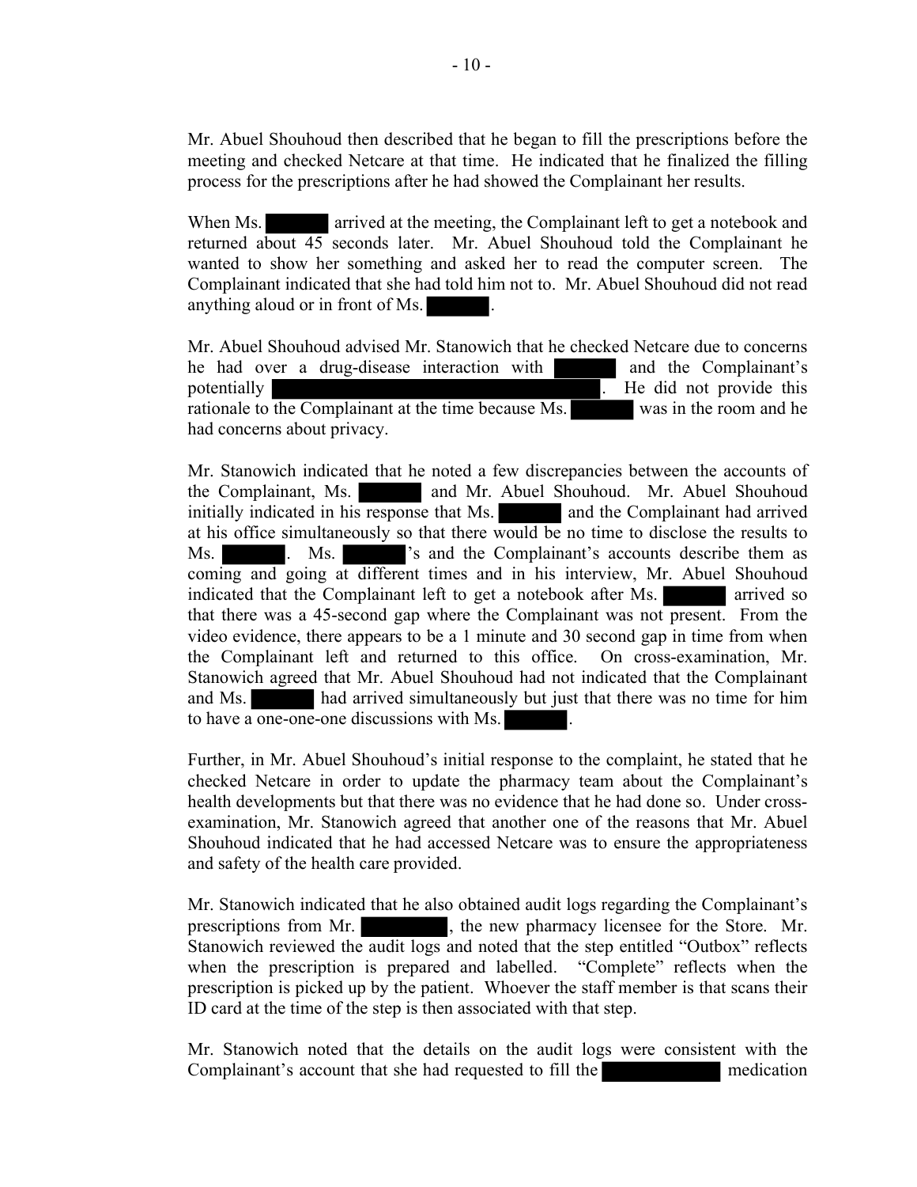Mr. Abuel Shouhoud then described that he began to fill the prescriptions before the meeting and checked Netcare at that time. He indicated that he finalized the filling process for the prescriptions after he had showed the Complainant her results.

When Ms. [REDACTED] arrived at the meeting, the Complainant left to get a notebook and returned about 45 seconds later. Mr. Abuel Shouhoud told the Complainant he wanted to show her something and asked her to read the computer screen. The Complainant indicated that she had told him not to. Mr. Abuel Shouhoud did not read anything aloud or in front of Ms. [REDACTED].

Mr. Abuel Shouhoud advised Mr. Stanowich that he checked Netcare due to concerns he had over a drug-disease interaction with [REDACTED] and the Complainant's potentially [REDACTED]. He did not provide this rationale to the Complainant at the time because Ms. [REDACTED] was in the room and he had concerns about privacy.

Mr. Stanowich indicated that he noted a few discrepancies between the accounts of the Complainant, Ms. [REDACTED] and Mr. Abuel Shouhoud. Mr. Abuel Shouhoud initially indicated in his response that Ms. [REDACTED] and the Complainant had arrived at his office simultaneously so that there would be no time to disclose the results to Ms. [REDACTED]. Ms. [REDACTED]'s and the Complainant's accounts describe them as coming and going at different times and in his interview, Mr. Abuel Shouhoud indicated that the Complainant left to get a notebook after Ms. [REDACTED] arrived so that there was a 45-second gap where the Complainant was not present. From the video evidence, there appears to be a 1 minute and 30 second gap in time from when the Complainant left and returned to this office. On cross-examination, Mr. Stanowich agreed that Mr. Abuel Shouhoud had not indicated that the Complainant and Ms. [REDACTED] had arrived simultaneously but just that there was no time for him to have a one-one-one discussions with Ms. [REDACTED].

Further, in Mr. Abuel Shouhoud's initial response to the complaint, he stated that he checked Netcare in order to update the pharmacy team about the Complainant's health developments but that there was no evidence that he had done so. Under cross-examination, Mr. Stanowich agreed that another one of the reasons that Mr. Abuel Shouhoud indicated that he had accessed Netcare was to ensure the appropriateness and safety of the health care provided.

Mr. Stanowich indicated that he also obtained audit logs regarding the Complainant's prescriptions from Mr. [REDACTED], the new pharmacy licensee for the Store. Mr. Stanowich reviewed the audit logs and noted that the step entitled "Outbox" reflects when the prescription is prepared and labelled. "Complete" reflects when the prescription is picked up by the patient. Whoever the staff member is that scans their ID card at the time of the step is then associated with that step.

Mr. Stanowich noted that the details on the audit logs were consistent with the Complainant's account that she had requested to fill the [REDACTED] medication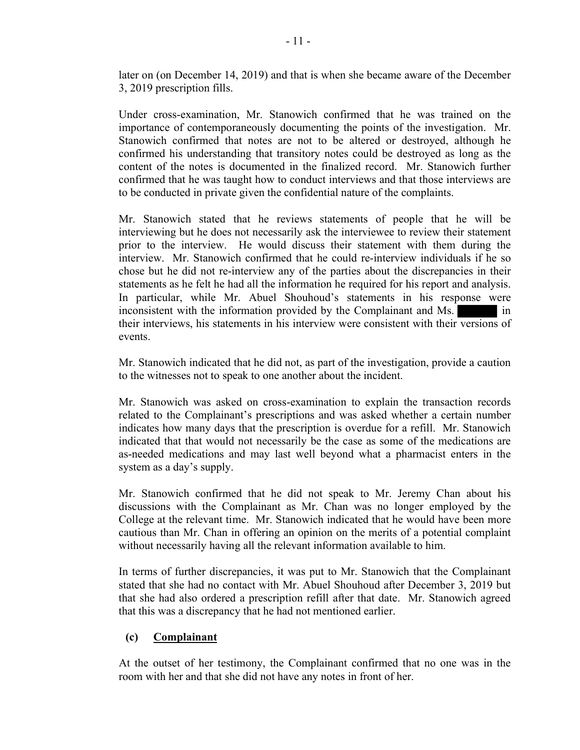later on (on December 14, 2019) and that is when she became aware of the December 3, 2019 prescription fills.

Under cross-examination, Mr. Stanowich confirmed that he was trained on the importance of contemporaneously documenting the points of the investigation. Mr. Stanowich confirmed that notes are not to be altered or destroyed, although he confirmed his understanding that transitory notes could be destroyed as long as the content of the notes is documented in the finalized record. Mr. Stanowich further confirmed that he was taught how to conduct interviews and that those interviews are to be conducted in private given the confidential nature of the complaints.

Mr. Stanowich stated that he reviews statements of people that he will be interviewing but he does not necessarily ask the interviewee to review their statement prior to the interview. He would discuss their statement with them during the interview. Mr. Stanowich confirmed that he could re-interview individuals if he so chose but he did not re-interview any of the parties about the discrepancies in their statements as he felt he had all the information he required for his report and analysis. In particular, while Mr. Abuel Shouhoud's statements in his response were inconsistent with the information provided by the Complainant and Ms. [redacted] in their interviews, his statements in his interview were consistent with their versions of events.

Mr. Stanowich indicated that he did not, as part of the investigation, provide a caution to the witnesses not to speak to one another about the incident.

Mr. Stanowich was asked on cross-examination to explain the transaction records related to the Complainant's prescriptions and was asked whether a certain number indicates how many days that the prescription is overdue for a refill. Mr. Stanowich indicated that that would not necessarily be the case as some of the medications are as-needed medications and may last well beyond what a pharmacist enters in the system as a day's supply.

Mr. Stanowich confirmed that he did not speak to Mr. Jeremy Chan about his discussions with the Complainant as Mr. Chan was no longer employed by the College at the relevant time. Mr. Stanowich indicated that he would have been more cautious than Mr. Chan in offering an opinion on the merits of a potential complaint without necessarily having all the relevant information available to him.

In terms of further discrepancies, it was put to Mr. Stanowich that the Complainant stated that she had no contact with Mr. Abuel Shouhoud after December 3, 2019 but that she had also ordered a prescription refill after that date. Mr. Stanowich agreed that this was a discrepancy that he had not mentioned earlier.

### (c) Complainant

At the outset of her testimony, the Complainant confirmed that no one was in the room with her and that she did not have any notes in front of her.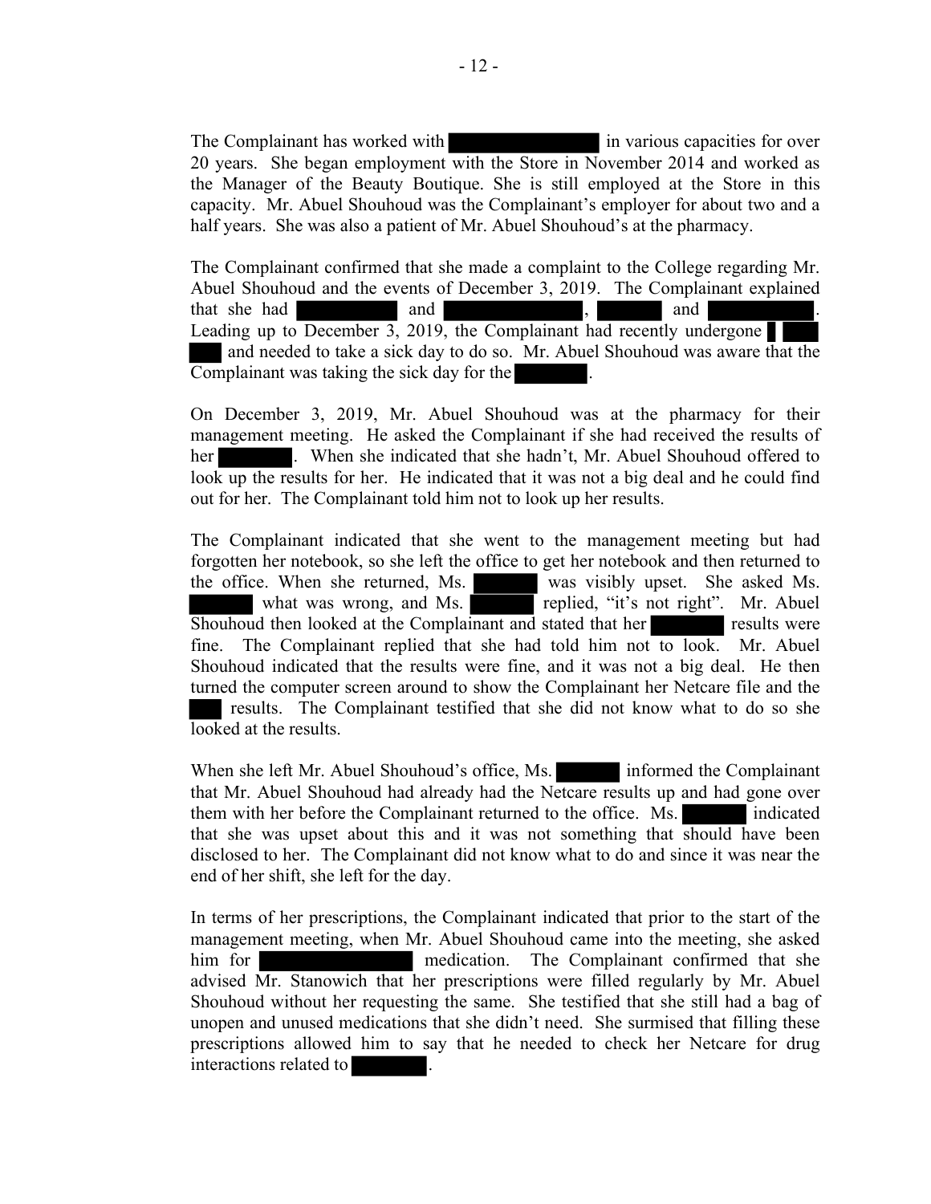The Complainant has worked with ████████ in various capacities for over 20 years. She began employment with the Store in November 2014 and worked as the Manager of the Beauty Boutique. She is still employed at the Store in this capacity. Mr. Abuel Shouhoud was the Complainant's employer for about two and a half years. She was also a patient of Mr. Abuel Shouhoud's at the pharmacy.

The Complainant confirmed that she made a complaint to the College regarding Mr. Abuel Shouhoud and the events of December 3, 2019. The Complainant explained that she had ██████ and ████████, ████ and ██████. Leading up to December 3, 2019, the Complainant had recently undergone █ ███ ███ and needed to take a sick day to do so. Mr. Abuel Shouhoud was aware that the Complainant was taking the sick day for the █████.

On December 3, 2019, Mr. Abuel Shouhoud was at the pharmacy for their management meeting. He asked the Complainant if she had received the results of her █████. When she indicated that she hadn't, Mr. Abuel Shouhoud offered to look up the results for her. He indicated that it was not a big deal and he could find out for her. The Complainant told him not to look up her results.

The Complainant indicated that she went to the management meeting but had forgotten her notebook, so she left the office to get her notebook and then returned to the office. When she returned, Ms. ████ was visibly upset. She asked Ms. ████ what was wrong, and Ms. ████ replied, "it's not right". Mr. Abuel Shouhoud then looked at the Complainant and stated that her █████ results were fine. The Complainant replied that she had told him not to look. Mr. Abuel Shouhoud indicated that the results were fine, and it was not a big deal. He then turned the computer screen around to show the Complainant her Netcare file and the ███ results. The Complainant testified that she did not know what to do so she looked at the results.

When she left Mr. Abuel Shouhoud's office, Ms. ████ informed the Complainant that Mr. Abuel Shouhoud had already had the Netcare results up and had gone over them with her before the Complainant returned to the office. Ms. ████ indicated that she was upset about this and it was not something that should have been disclosed to her. The Complainant did not know what to do and since it was near the end of her shift, she left for the day.

In terms of her prescriptions, the Complainant indicated that prior to the start of the management meeting, when Mr. Abuel Shouhoud came into the meeting, she asked him for ████████ medication. The Complainant confirmed that she advised Mr. Stanowich that her prescriptions were filled regularly by Mr. Abuel Shouhoud without her requesting the same. She testified that she still had a bag of unopen and unused medications that she didn't need. She surmised that filling these prescriptions allowed him to say that he needed to check her Netcare for drug interactions related to █████.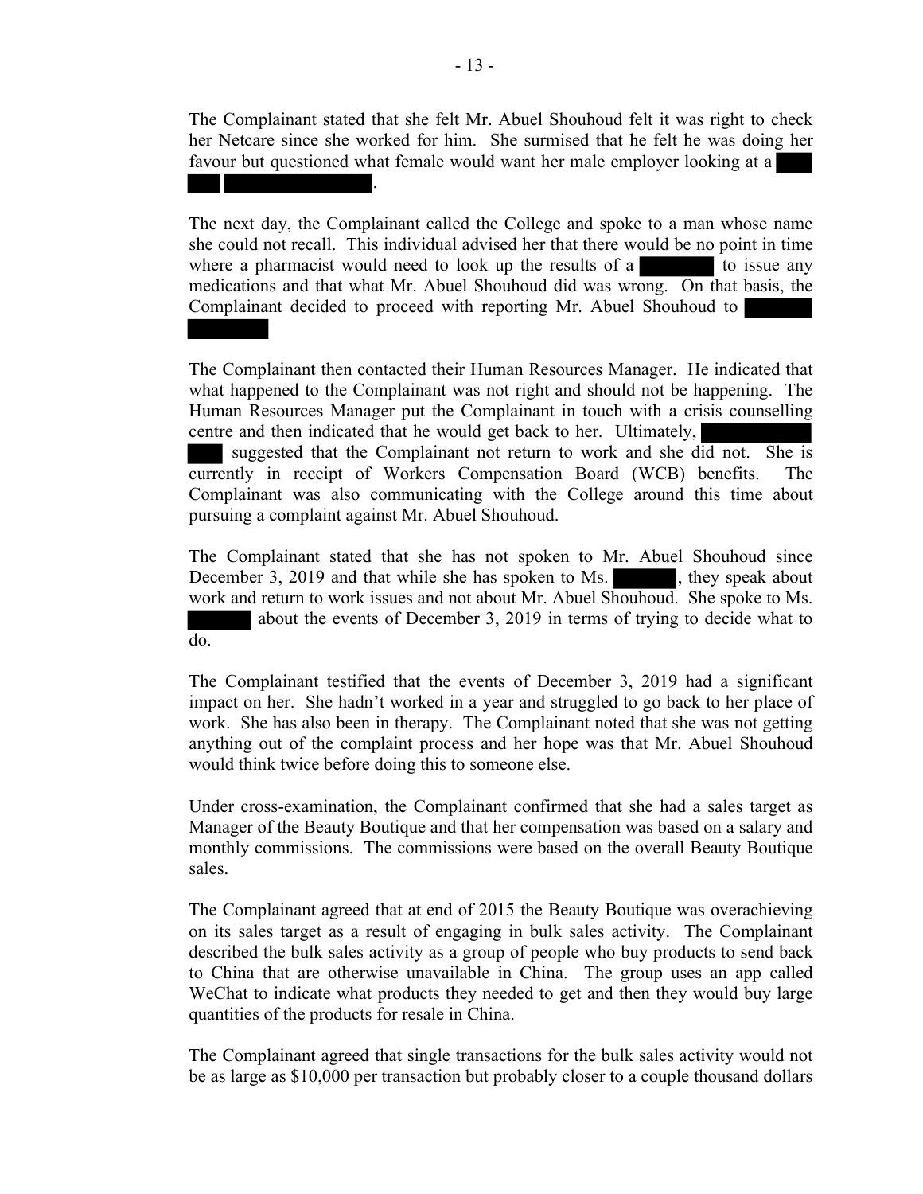The Complainant stated that she felt Mr. Abuel Shouhoud felt it was right to check her Netcare since she worked for him. She surmised that he felt he was doing her favour but questioned what female would want her male employer looking at a ███ ███ ████████████.

The next day, the Complainant called the College and spoke to a man whose name she could not recall. This individual advised her that there would be no point in time where a pharmacist would need to look up the results of a ████████ to issue any medications and that what Mr. Abuel Shouhoud did was wrong. On that basis, the Complainant decided to proceed with reporting Mr. Abuel Shouhoud to ████████ ████████.

The Complainant then contacted their Human Resources Manager. He indicated that what happened to the Complainant was not right and should not be happening. The Human Resources Manager put the Complainant in touch with a crisis counselling centre and then indicated that he would get back to her. Ultimately, ████████████ ███ suggested that the Complainant not return to work and she did not. She is currently in receipt of Workers Compensation Board (WCB) benefits. The Complainant was also communicating with the College around this time about pursuing a complaint against Mr. Abuel Shouhoud.

The Complainant stated that she has not spoken to Mr. Abuel Shouhoud since December 3, 2019 and that while she has spoken to Ms. ██████, they speak about work and return to work issues and not about Mr. Abuel Shouhoud. She spoke to Ms. ██████ about the events of December 3, 2019 in terms of trying to decide what to do.

The Complainant testified that the events of December 3, 2019 had a significant impact on her. She hadn't worked in a year and struggled to go back to her place of work. She has also been in therapy. The Complainant noted that she was not getting anything out of the complaint process and her hope was that Mr. Abuel Shouhoud would think twice before doing this to someone else.

Under cross-examination, the Complainant confirmed that she had a sales target as Manager of the Beauty Boutique and that her compensation was based on a salary and monthly commissions. The commissions were based on the overall Beauty Boutique sales.

The Complainant agreed that at end of 2015 the Beauty Boutique was overachieving on its sales target as a result of engaging in bulk sales activity. The Complainant described the bulk sales activity as a group of people who buy products to send back to China that are otherwise unavailable in China. The group uses an app called WeChat to indicate what products they needed to get and then they would buy large quantities of the products for resale in China.

The Complainant agreed that single transactions for the bulk sales activity would not be as large as $10,000 per transaction but probably closer to a couple thousand dollars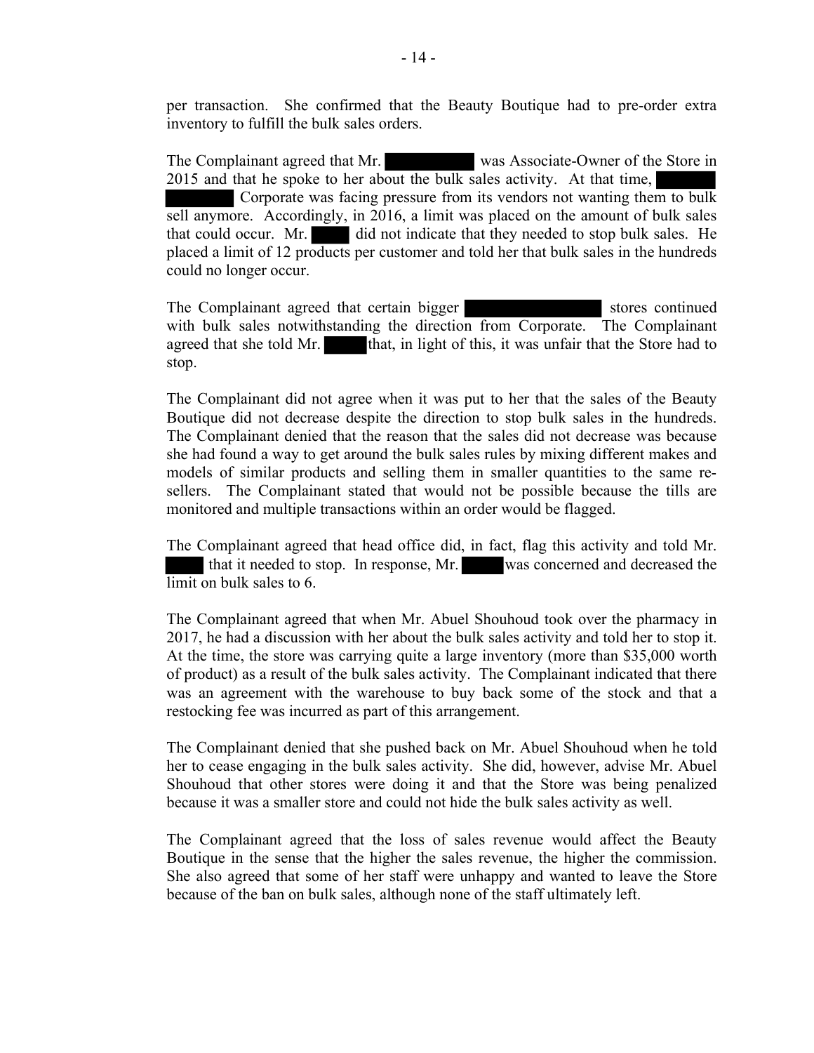per transaction. She confirmed that the Beauty Boutique had to pre-order extra inventory to fulfill the bulk sales orders.

The Complainant agreed that Mr. ██████ was Associate-Owner of the Store in 2015 and that he spoke to her about the bulk sales activity. At that time, ██████ Corporate was facing pressure from its vendors not wanting them to bulk sell anymore. Accordingly, in 2016, a limit was placed on the amount of bulk sales that could occur. Mr. ████ did not indicate that they needed to stop bulk sales. He placed a limit of 12 products per customer and told her that bulk sales in the hundreds could no longer occur.

The Complainant agreed that certain bigger ██████████ stores continued with bulk sales notwithstanding the direction from Corporate. The Complainant agreed that she told Mr. ████ that, in light of this, it was unfair that the Store had to stop.

The Complainant did not agree when it was put to her that the sales of the Beauty Boutique did not decrease despite the direction to stop bulk sales in the hundreds. The Complainant denied that the reason that the sales did not decrease was because she had found a way to get around the bulk sales rules by mixing different makes and models of similar products and selling them in smaller quantities to the same re-sellers. The Complainant stated that would not be possible because the tills are monitored and multiple transactions within an order would be flagged.

The Complainant agreed that head office did, in fact, flag this activity and told Mr. ████ that it needed to stop. In response, Mr. ████ was concerned and decreased the limit on bulk sales to 6.

The Complainant agreed that when Mr. Abuel Shouhoud took over the pharmacy in 2017, he had a discussion with her about the bulk sales activity and told her to stop it. At the time, the store was carrying quite a large inventory (more than $35,000 worth of product) as a result of the bulk sales activity. The Complainant indicated that there was an agreement with the warehouse to buy back some of the stock and that a restocking fee was incurred as part of this arrangement.

The Complainant denied that she pushed back on Mr. Abuel Shouhoud when he told her to cease engaging in the bulk sales activity. She did, however, advise Mr. Abuel Shouhoud that other stores were doing it and that the Store was being penalized because it was a smaller store and could not hide the bulk sales activity as well.

The Complainant agreed that the loss of sales revenue would affect the Beauty Boutique in the sense that the higher the sales revenue, the higher the commission. She also agreed that some of her staff were unhappy and wanted to leave the Store because of the ban on bulk sales, although none of the staff ultimately left.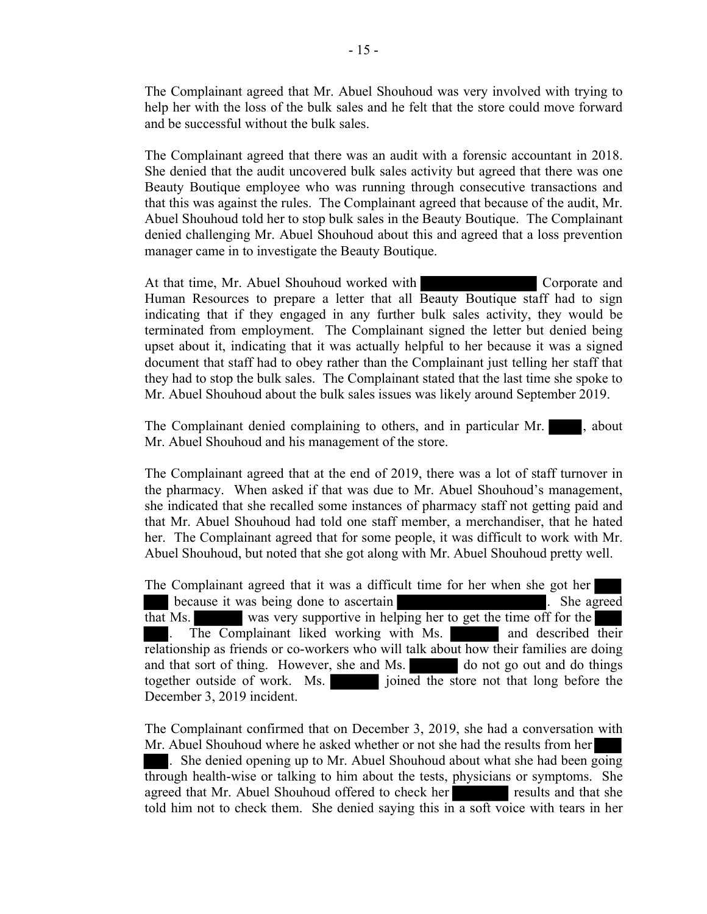The Complainant agreed that Mr. Abuel Shouhoud was very involved with trying to help her with the loss of the bulk sales and he felt that the store could move forward and be successful without the bulk sales.

The Complainant agreed that there was an audit with a forensic accountant in 2018. She denied that the audit uncovered bulk sales activity but agreed that there was one Beauty Boutique employee who was running through consecutive transactions and that this was against the rules. The Complainant agreed that because of the audit, Mr. Abuel Shouhoud told her to stop bulk sales in the Beauty Boutique. The Complainant denied challenging Mr. Abuel Shouhoud about this and agreed that a loss prevention manager came in to investigate the Beauty Boutique.

At that time, Mr. Abuel Shouhoud worked with ████████ Corporate and Human Resources to prepare a letter that all Beauty Boutique staff had to sign indicating that if they engaged in any further bulk sales activity, they would be terminated from employment. The Complainant signed the letter but denied being upset about it, indicating that it was actually helpful to her because it was a signed document that staff had to obey rather than the Complainant just telling her staff that they had to stop the bulk sales. The Complainant stated that the last time she spoke to Mr. Abuel Shouhoud about the bulk sales issues was likely around September 2019.

The Complainant denied complaining to others, and in particular Mr. ████, about Mr. Abuel Shouhoud and his management of the store.

The Complainant agreed that at the end of 2019, there was a lot of staff turnover in the pharmacy. When asked if that was due to Mr. Abuel Shouhoud's management, she indicated that she recalled some instances of pharmacy staff not getting paid and that Mr. Abuel Shouhoud had told one staff member, a merchandiser, that he hated her. The Complainant agreed that for some people, it was difficult to work with Mr. Abuel Shouhoud, but noted that she got along with Mr. Abuel Shouhoud pretty well.

The Complainant agreed that it was a difficult time for her when she got her ████ because it was being done to ascertain ████████. She agreed that Ms. ████ was very supportive in helping her to get the time off for the ████. The Complainant liked working with Ms. ████ and described their relationship as friends or co-workers who will talk about how their families are doing and that sort of thing. However, she and Ms. ████ do not go out and do things together outside of work. Ms. ████ joined the store not that long before the December 3, 2019 incident.

The Complainant confirmed that on December 3, 2019, she had a conversation with Mr. Abuel Shouhoud where he asked whether or not she had the results from her ████. She denied opening up to Mr. Abuel Shouhoud about what she had been going through health-wise or talking to him about the tests, physicians or symptoms. She agreed that Mr. Abuel Shouhoud offered to check her ████ results and that she told him not to check them. She denied saying this in a soft voice with tears in her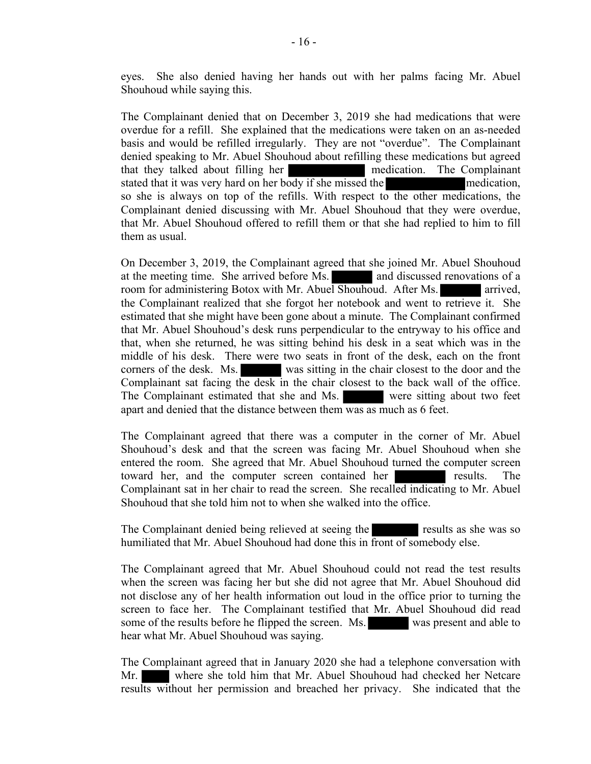eyes. She also denied having her hands out with her palms facing Mr. Abuel Shouhoud while saying this.

The Complainant denied that on December 3, 2019 she had medications that were overdue for a refill. She explained that the medications were taken on an as-needed basis and would be refilled irregularly. They are not "overdue". The Complainant denied speaking to Mr. Abuel Shouhoud about refilling these medications but agreed that they talked about filling her ██████████ medication. The Complainant stated that it was very hard on her body if she missed the ██████████ medication, so she is always on top of the refills. With respect to the other medications, the Complainant denied discussing with Mr. Abuel Shouhoud that they were overdue, that Mr. Abuel Shouhoud offered to refill them or that she had replied to him to fill them as usual.

On December 3, 2019, the Complainant agreed that she joined Mr. Abuel Shouhoud at the meeting time. She arrived before Ms. ██████ and discussed renovations of a room for administering Botox with Mr. Abuel Shouhoud. After Ms. ██████ arrived, the Complainant realized that she forgot her notebook and went to retrieve it. She estimated that she might have been gone about a minute. The Complainant confirmed that Mr. Abuel Shouhoud's desk runs perpendicular to the entryway to his office and that, when she returned, he was sitting behind his desk in a seat which was in the middle of his desk. There were two seats in front of the desk, each on the front corners of the desk. Ms. ██████ was sitting in the chair closest to the door and the Complainant sat facing the desk in the chair closest to the back wall of the office. The Complainant estimated that she and Ms. ██████ were sitting about two feet apart and denied that the distance between them was as much as 6 feet.

The Complainant agreed that there was a computer in the corner of Mr. Abuel Shouhoud's desk and that the screen was facing Mr. Abuel Shouhoud when she entered the room. She agreed that Mr. Abuel Shouhoud turned the computer screen toward her, and the computer screen contained her ███████ results. The Complainant sat in her chair to read the screen. She recalled indicating to Mr. Abuel Shouhoud that she told him not to when she walked into the office.

The Complainant denied being relieved at seeing the ███████ results as she was so humiliated that Mr. Abuel Shouhoud had done this in front of somebody else.

The Complainant agreed that Mr. Abuel Shouhoud could not read the test results when the screen was facing her but she did not agree that Mr. Abuel Shouhoud did not disclose any of her health information out loud in the office prior to turning the screen to face her. The Complainant testified that Mr. Abuel Shouhoud did read some of the results before he flipped the screen. Ms. ██████ was present and able to hear what Mr. Abuel Shouhoud was saying.

The Complainant agreed that in January 2020 she had a telephone conversation with Mr. ████ where she told him that Mr. Abuel Shouhoud had checked her Netcare results without her permission and breached her privacy. She indicated that the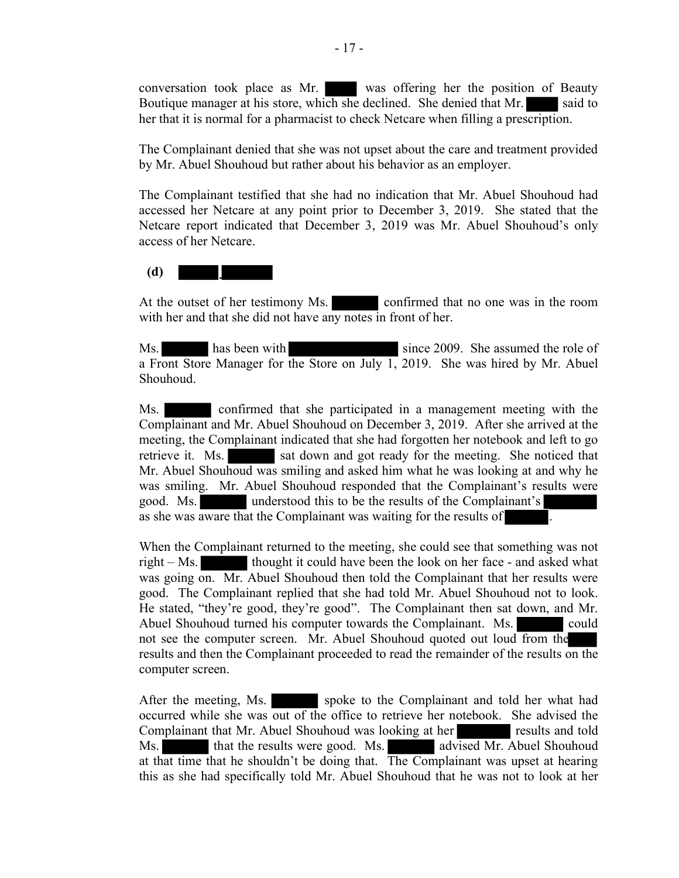conversation took place as Mr. ████ was offering her the position of Beauty Boutique manager at his store, which she declined. She denied that Mr. ████ said to her that it is normal for a pharmacist to check Netcare when filling a prescription.

The Complainant denied that she was not upset about the care and treatment provided by Mr. Abuel Shouhoud but rather about his behavior as an employer.

The Complainant testified that she had no indication that Mr. Abuel Shouhoud had accessed her Netcare at any point prior to December 3, 2019. She stated that the Netcare report indicated that December 3, 2019 was Mr. Abuel Shouhoud's only access of her Netcare.

**(d) ██████ ██████**

At the outset of her testimony Ms. ██████ confirmed that no one was in the room with her and that she did not have any notes in front of her.

Ms. ██████ has been with ████████████ since 2009. She assumed the role of a Front Store Manager for the Store on July 1, 2019. She was hired by Mr. Abuel Shouhoud.

Ms. ██████ confirmed that she participated in a management meeting with the Complainant and Mr. Abuel Shouhoud on December 3, 2019. After she arrived at the meeting, the Complainant indicated that she had forgotten her notebook and left to go retrieve it. Ms. ██████ sat down and got ready for the meeting. She noticed that Mr. Abuel Shouhoud was smiling and asked him what he was looking at and why he was smiling. Mr. Abuel Shouhoud responded that the Complainant's results were good. Ms. ██████ understood this to be the results of the Complainant's ██████ as she was aware that the Complainant was waiting for the results of ██████.

When the Complainant returned to the meeting, she could see that something was not right – Ms. ██████ thought it could have been the look on her face - and asked what was going on. Mr. Abuel Shouhoud then told the Complainant that her results were good. The Complainant replied that she had told Mr. Abuel Shouhoud not to look. He stated, "they're good, they're good". The Complainant then sat down, and Mr. Abuel Shouhoud turned his computer towards the Complainant. Ms. ██████ could not see the computer screen. Mr. Abuel Shouhoud quoted out loud from the ████ results and then the Complainant proceeded to read the remainder of the results on the computer screen.

After the meeting, Ms. ██████ spoke to the Complainant and told her what had occurred while she was out of the office to retrieve her notebook. She advised the Complainant that Mr. Abuel Shouhoud was looking at her ██████ results and told Ms. ██████ that the results were good. Ms. ██████ advised Mr. Abuel Shouhoud at that time that he shouldn't be doing that. The Complainant was upset at hearing this as she had specifically told Mr. Abuel Shouhoud that he was not to look at her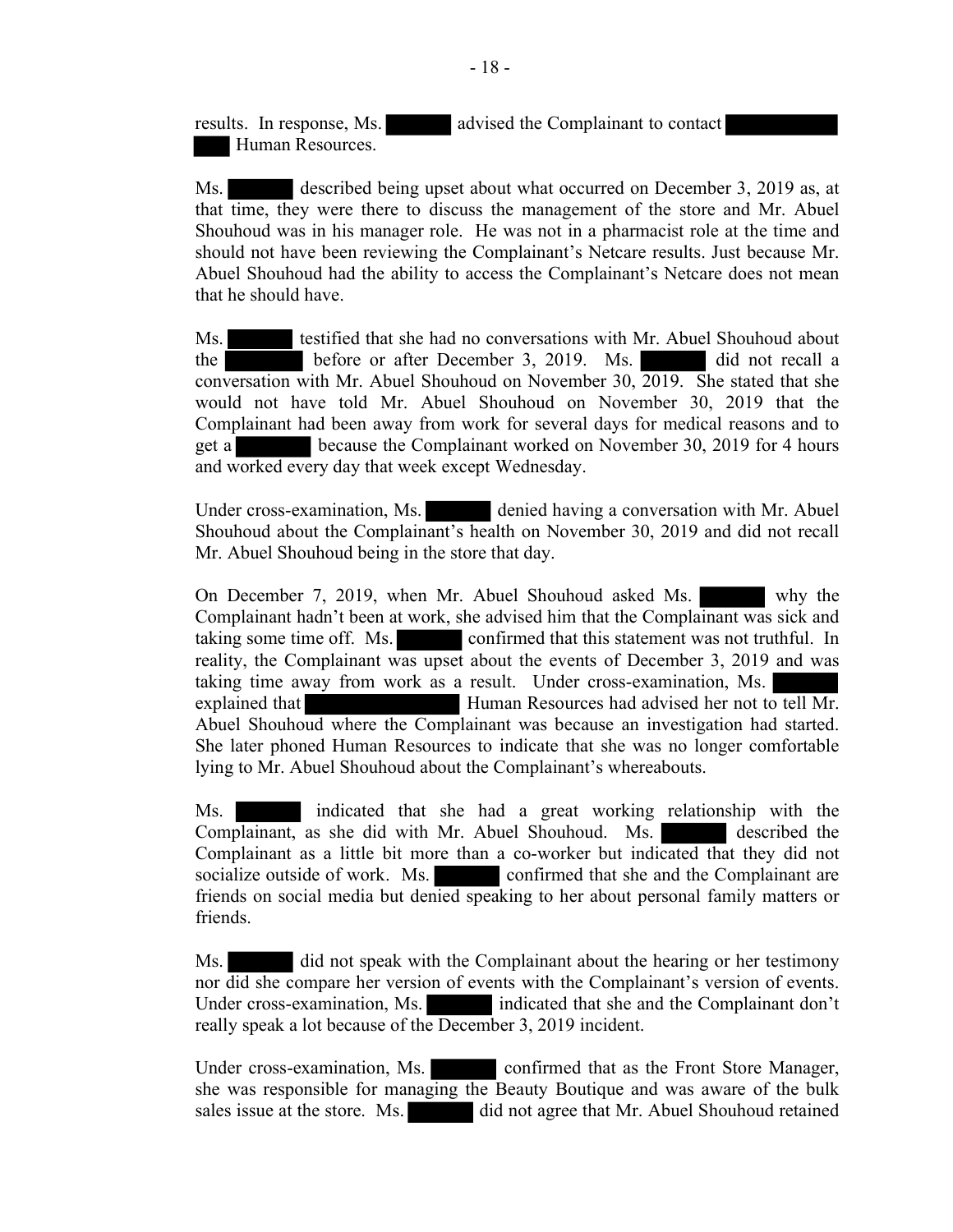results. In response, Ms. [REDACTED] advised the Complainant to contact [REDACTED] Human Resources.

Ms. [REDACTED] described being upset about what occurred on December 3, 2019 as, at that time, they were there to discuss the management of the store and Mr. Abuel Shouhoud was in his manager role. He was not in a pharmacist role at the time and should not have been reviewing the Complainant's Netcare results. Just because Mr. Abuel Shouhoud had the ability to access the Complainant's Netcare does not mean that he should have.

Ms. [REDACTED] testified that she had no conversations with Mr. Abuel Shouhoud about the [REDACTED] before or after December 3, 2019. Ms. [REDACTED] did not recall a conversation with Mr. Abuel Shouhoud on November 30, 2019. She stated that she would not have told Mr. Abuel Shouhoud on November 30, 2019 that the Complainant had been away from work for several days for medical reasons and to get a [REDACTED] because the Complainant worked on November 30, 2019 for 4 hours and worked every day that week except Wednesday.

Under cross-examination, Ms. [REDACTED] denied having a conversation with Mr. Abuel Shouhoud about the Complainant's health on November 30, 2019 and did not recall Mr. Abuel Shouhoud being in the store that day.

On December 7, 2019, when Mr. Abuel Shouhoud asked Ms. [REDACTED] why the Complainant hadn't been at work, she advised him that the Complainant was sick and taking some time off. Ms. [REDACTED] confirmed that this statement was not truthful. In reality, the Complainant was upset about the events of December 3, 2019 and was taking time away from work as a result. Under cross-examination, Ms. [REDACTED] explained that [REDACTED] Human Resources had advised her not to tell Mr. Abuel Shouhoud where the Complainant was because an investigation had started. She later phoned Human Resources to indicate that she was no longer comfortable lying to Mr. Abuel Shouhoud about the Complainant's whereabouts.

Ms. [REDACTED] indicated that she had a great working relationship with the Complainant, as she did with Mr. Abuel Shouhoud. Ms. [REDACTED] described the Complainant as a little bit more than a co-worker but indicated that they did not socialize outside of work. Ms. [REDACTED] confirmed that she and the Complainant are friends on social media but denied speaking to her about personal family matters or friends.

Ms. [REDACTED] did not speak with the Complainant about the hearing or her testimony nor did she compare her version of events with the Complainant's version of events. Under cross-examination, Ms. [REDACTED] indicated that she and the Complainant don't really speak a lot because of the December 3, 2019 incident.

Under cross-examination, Ms. [REDACTED] confirmed that as the Front Store Manager, she was responsible for managing the Beauty Boutique and was aware of the bulk sales issue at the store. Ms. [REDACTED] did not agree that Mr. Abuel Shouhoud retained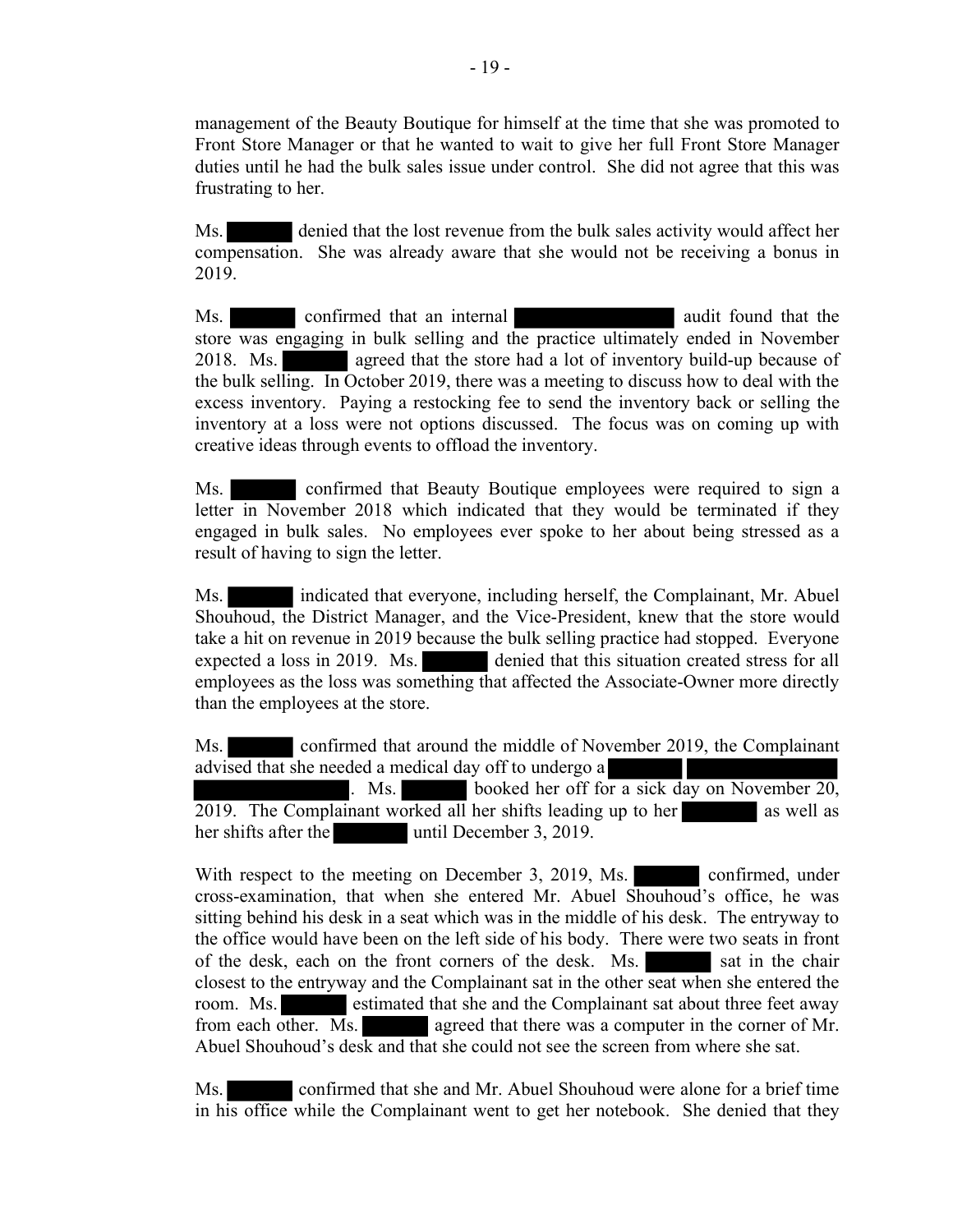management of the Beauty Boutique for himself at the time that she was promoted to Front Store Manager or that he wanted to wait to give her full Front Store Manager duties until he had the bulk sales issue under control. She did not agree that this was frustrating to her.

Ms. [redacted] denied that the lost revenue from the bulk sales activity would affect her compensation. She was already aware that she would not be receiving a bonus in 2019.

Ms. [redacted] confirmed that an internal [redacted] audit found that the store was engaging in bulk selling and the practice ultimately ended in November 2018. Ms. [redacted] agreed that the store had a lot of inventory build-up because of the bulk selling. In October 2019, there was a meeting to discuss how to deal with the excess inventory. Paying a restocking fee to send the inventory back or selling the inventory at a loss were not options discussed. The focus was on coming up with creative ideas through events to offload the inventory.

Ms. [redacted] confirmed that Beauty Boutique employees were required to sign a letter in November 2018 which indicated that they would be terminated if they engaged in bulk sales. No employees ever spoke to her about being stressed as a result of having to sign the letter.

Ms. [redacted] indicated that everyone, including herself, the Complainant, Mr. Abuel Shouhoud, the District Manager, and the Vice-President, knew that the store would take a hit on revenue in 2019 because the bulk selling practice had stopped. Everyone expected a loss in 2019. Ms. [redacted] denied that this situation created stress for all employees as the loss was something that affected the Associate-Owner more directly than the employees at the store.

Ms. [redacted] confirmed that around the middle of November 2019, the Complainant advised that she needed a medical day off to undergo a [redacted] [redacted] [redacted]. Ms. [redacted] booked her off for a sick day on November 20, 2019. The Complainant worked all her shifts leading up to her [redacted] as well as her shifts after the [redacted] until December 3, 2019.

With respect to the meeting on December 3, 2019, Ms. [redacted] confirmed, under cross-examination, that when she entered Mr. Abuel Shouhoud's office, he was sitting behind his desk in a seat which was in the middle of his desk. The entryway to the office would have been on the left side of his body. There were two seats in front of the desk, each on the front corners of the desk. Ms. [redacted] sat in the chair closest to the entryway and the Complainant sat in the other seat when she entered the room. Ms. [redacted] estimated that she and the Complainant sat about three feet away from each other. Ms. [redacted] agreed that there was a computer in the corner of Mr. Abuel Shouhoud's desk and that she could not see the screen from where she sat.

Ms. [redacted] confirmed that she and Mr. Abuel Shouhoud were alone for a brief time in his office while the Complainant went to get her notebook. She denied that they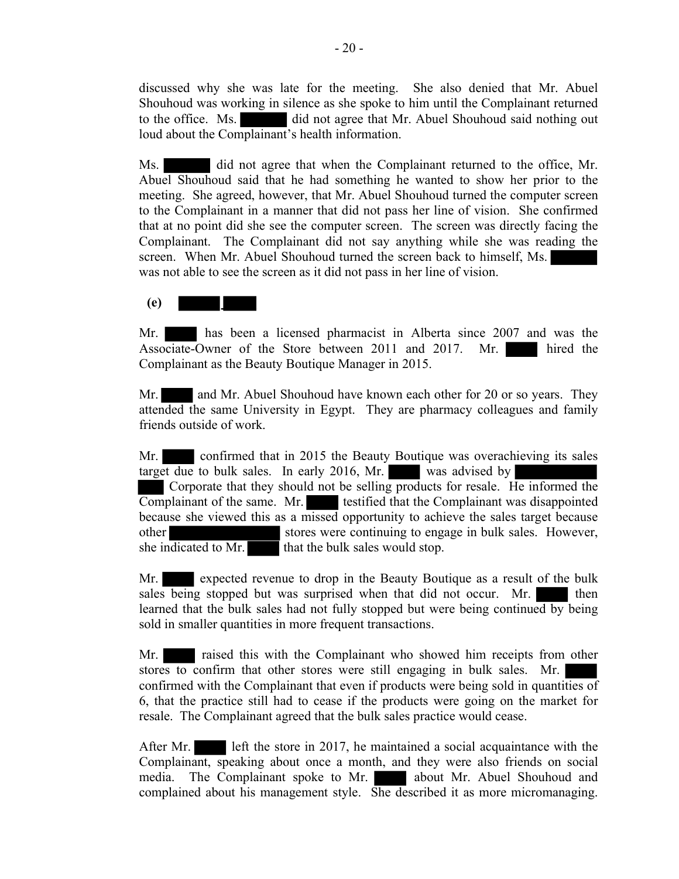discussed why she was late for the meeting. She also denied that Mr. Abuel Shouhoud was working in silence as she spoke to him until the Complainant returned to the office. Ms. did not agree that Mr. Abuel Shouhoud said nothing out loud about the Complainant's health information.

Ms. did not agree that when the Complainant returned to the office, Mr. Abuel Shouhoud said that he had something he wanted to show her prior to the meeting. She agreed, however, that Mr. Abuel Shouhoud turned the computer screen to the Complainant in a manner that did not pass her line of vision. She confirmed that at no point did she see the computer screen. The screen was directly facing the Complainant. The Complainant did not say anything while she was reading the screen. When Mr. Abuel Shouhoud turned the screen back to himself, Ms. was not able to see the screen as it did not pass in her line of vision.

**(e)**

Mr. has been a licensed pharmacist in Alberta since 2007 and was the Associate-Owner of the Store between 2011 and 2017. Mr. hired the Complainant as the Beauty Boutique Manager in 2015.

Mr. and Mr. Abuel Shouhoud have known each other for 20 or so years. They attended the same University in Egypt. They are pharmacy colleagues and family friends outside of work.

Mr. confirmed that in 2015 the Beauty Boutique was overachieving its sales target due to bulk sales. In early 2016, Mr. was advised by Corporate that they should not be selling products for resale. He informed the Complainant of the same. Mr. testified that the Complainant was disappointed because she viewed this as a missed opportunity to achieve the sales target because other stores were continuing to engage in bulk sales. However, she indicated to Mr. that the bulk sales would stop.

Mr. expected revenue to drop in the Beauty Boutique as a result of the bulk sales being stopped but was surprised when that did not occur. Mr. then learned that the bulk sales had not fully stopped but were being continued by being sold in smaller quantities in more frequent transactions.

Mr. raised this with the Complainant who showed him receipts from other stores to confirm that other stores were still engaging in bulk sales. Mr. confirmed with the Complainant that even if products were being sold in quantities of 6, that the practice still had to cease if the products were going on the market for resale. The Complainant agreed that the bulk sales practice would cease.

After Mr. left the store in 2017, he maintained a social acquaintance with the Complainant, speaking about once a month, and they were also friends on social media. The Complainant spoke to Mr. about Mr. Abuel Shouhoud and complained about his management style. She described it as more micromanaging.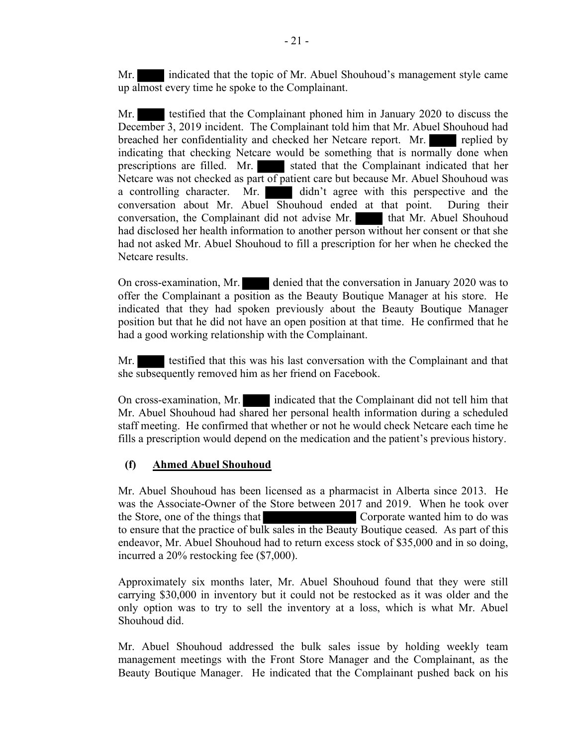Mr. ████ indicated that the topic of Mr. Abuel Shouhoud's management style came up almost every time he spoke to the Complainant.

Mr. ████ testified that the Complainant phoned him in January 2020 to discuss the December 3, 2019 incident. The Complainant told him that Mr. Abuel Shouhoud had breached her confidentiality and checked her Netcare report. Mr. ████ replied by indicating that checking Netcare would be something that is normally done when prescriptions are filled. Mr. ████ stated that the Complainant indicated that her Netcare was not checked as part of patient care but because Mr. Abuel Shouhoud was a controlling character. Mr. ████ didn't agree with this perspective and the conversation about Mr. Abuel Shouhoud ended at that point. During their conversation, the Complainant did not advise Mr. ████ that Mr. Abuel Shouhoud had disclosed her health information to another person without her consent or that she had not asked Mr. Abuel Shouhoud to fill a prescription for her when he checked the Netcare results.

On cross-examination, Mr. ████ denied that the conversation in January 2020 was to offer the Complainant a position as the Beauty Boutique Manager at his store. He indicated that they had spoken previously about the Beauty Boutique Manager position but that he did not have an open position at that time. He confirmed that he had a good working relationship with the Complainant.

Mr. ████ testified that this was his last conversation with the Complainant and that she subsequently removed him as her friend on Facebook.

On cross-examination, Mr. ████ indicated that the Complainant did not tell him that Mr. Abuel Shouhoud had shared her personal health information during a scheduled staff meeting. He confirmed that whether or not he would check Netcare each time he fills a prescription would depend on the medication and the patient's previous history.

### (f) Ahmed Abuel Shouhoud

Mr. Abuel Shouhoud has been licensed as a pharmacist in Alberta since 2013. He was the Associate-Owner of the Store between 2017 and 2019. When he took over the Store, one of the things that ████████ Corporate wanted him to do was to ensure that the practice of bulk sales in the Beauty Boutique ceased. As part of this endeavor, Mr. Abuel Shouhoud had to return excess stock of $35,000 and in so doing, incurred a 20% restocking fee ($7,000).

Approximately six months later, Mr. Abuel Shouhoud found that they were still carrying $30,000 in inventory but it could not be restocked as it was older and the only option was to try to sell the inventory at a loss, which is what Mr. Abuel Shouhoud did.

Mr. Abuel Shouhoud addressed the bulk sales issue by holding weekly team management meetings with the Front Store Manager and the Complainant, as the Beauty Boutique Manager. He indicated that the Complainant pushed back on his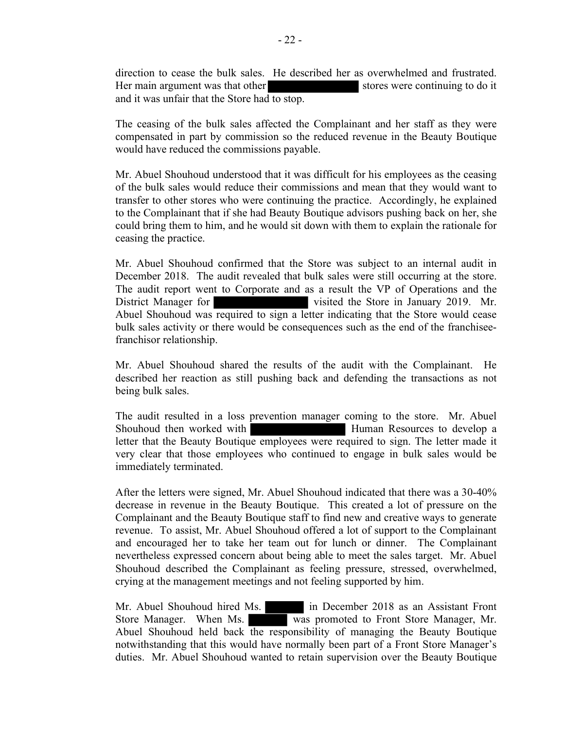direction to cease the bulk sales. He described her as overwhelmed and frustrated. Her main argument was that other [REDACTED] stores were continuing to do it and it was unfair that the Store had to stop.

The ceasing of the bulk sales affected the Complainant and her staff as they were compensated in part by commission so the reduced revenue in the Beauty Boutique would have reduced the commissions payable.

Mr. Abuel Shouhoud understood that it was difficult for his employees as the ceasing of the bulk sales would reduce their commissions and mean that they would want to transfer to other stores who were continuing the practice. Accordingly, he explained to the Complainant that if she had Beauty Boutique advisors pushing back on her, she could bring them to him, and he would sit down with them to explain the rationale for ceasing the practice.

Mr. Abuel Shouhoud confirmed that the Store was subject to an internal audit in December 2018. The audit revealed that bulk sales were still occurring at the store. The audit report went to Corporate and as a result the VP of Operations and the District Manager for [REDACTED] visited the Store in January 2019. Mr. Abuel Shouhoud was required to sign a letter indicating that the Store would cease bulk sales activity or there would be consequences such as the end of the franchisee-franchisor relationship.

Mr. Abuel Shouhoud shared the results of the audit with the Complainant. He described her reaction as still pushing back and defending the transactions as not being bulk sales.

The audit resulted in a loss prevention manager coming to the store. Mr. Abuel Shouhoud then worked with [REDACTED] Human Resources to develop a letter that the Beauty Boutique employees were required to sign. The letter made it very clear that those employees who continued to engage in bulk sales would be immediately terminated.

After the letters were signed, Mr. Abuel Shouhoud indicated that there was a 30-40% decrease in revenue in the Beauty Boutique. This created a lot of pressure on the Complainant and the Beauty Boutique staff to find new and creative ways to generate revenue. To assist, Mr. Abuel Shouhoud offered a lot of support to the Complainant and encouraged her to take her team out for lunch or dinner. The Complainant nevertheless expressed concern about being able to meet the sales target. Mr. Abuel Shouhoud described the Complainant as feeling pressure, stressed, overwhelmed, crying at the management meetings and not feeling supported by him.

Mr. Abuel Shouhoud hired Ms. [REDACTED] in December 2018 as an Assistant Front Store Manager. When Ms. [REDACTED] was promoted to Front Store Manager, Mr. Abuel Shouhoud held back the responsibility of managing the Beauty Boutique notwithstanding that this would have normally been part of a Front Store Manager's duties. Mr. Abuel Shouhoud wanted to retain supervision over the Beauty Boutique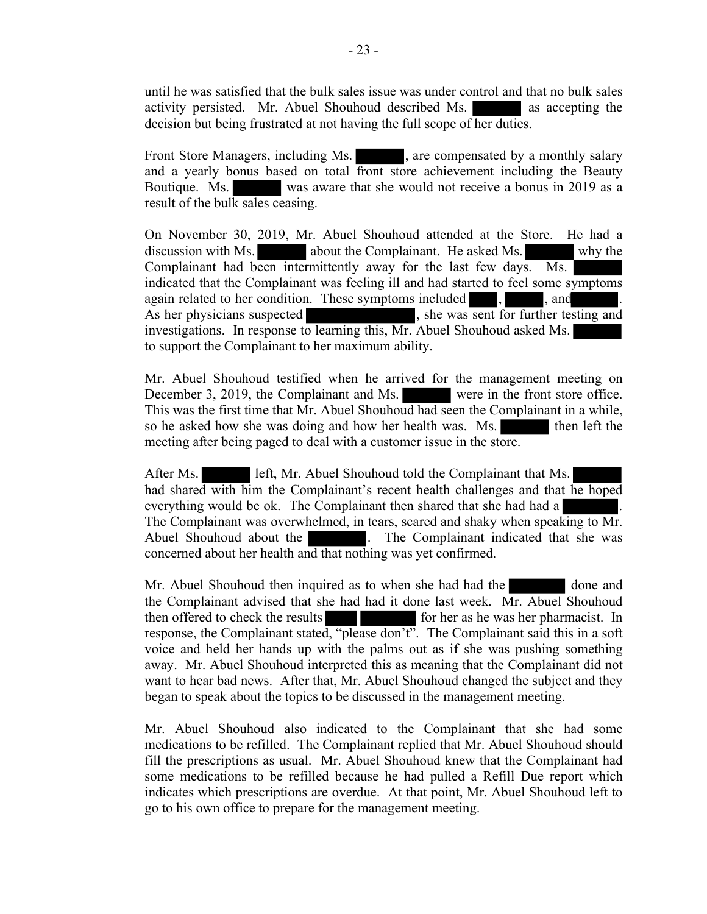until he was satisfied that the bulk sales issue was under control and that no bulk sales activity persisted. Mr. Abuel Shouhoud described Ms. [redacted] as accepting the decision but being frustrated at not having the full scope of her duties.

Front Store Managers, including Ms. [redacted], are compensated by a monthly salary and a yearly bonus based on total front store achievement including the Beauty Boutique. Ms. [redacted] was aware that she would not receive a bonus in 2019 as a result of the bulk sales ceasing.

On November 30, 2019, Mr. Abuel Shouhoud attended at the Store. He had a discussion with Ms. [redacted] about the Complainant. He asked Ms. [redacted] why the Complainant had been intermittently away for the last few days. Ms. [redacted] indicated that the Complainant was feeling ill and had started to feel some symptoms again related to her condition. These symptoms included [redacted], [redacted], and [redacted]. As her physicians suspected [redacted], she was sent for further testing and investigations. In response to learning this, Mr. Abuel Shouhoud asked Ms. [redacted] to support the Complainant to her maximum ability.

Mr. Abuel Shouhoud testified when he arrived for the management meeting on December 3, 2019, the Complainant and Ms. [redacted] were in the front store office. This was the first time that Mr. Abuel Shouhoud had seen the Complainant in a while, so he asked how she was doing and how her health was. Ms. [redacted] then left the meeting after being paged to deal with a customer issue in the store.

After Ms. [redacted] left, Mr. Abuel Shouhoud told the Complainant that Ms. [redacted] had shared with him the Complainant's recent health challenges and that he hoped everything would be ok. The Complainant then shared that she had had a [redacted]. The Complainant was overwhelmed, in tears, scared and shaky when speaking to Mr. Abuel Shouhoud about the [redacted]. The Complainant indicated that she was concerned about her health and that nothing was yet confirmed.

Mr. Abuel Shouhoud then inquired as to when she had had the [redacted] done and the Complainant advised that she had had it done last week. Mr. Abuel Shouhoud then offered to check the results [redacted] [redacted] for her as he was her pharmacist. In response, the Complainant stated, "please don't". The Complainant said this in a soft voice and held her hands up with the palms out as if she was pushing something away. Mr. Abuel Shouhoud interpreted this as meaning that the Complainant did not want to hear bad news. After that, Mr. Abuel Shouhoud changed the subject and they began to speak about the topics to be discussed in the management meeting.

Mr. Abuel Shouhoud also indicated to the Complainant that she had some medications to be refilled. The Complainant replied that Mr. Abuel Shouhoud should fill the prescriptions as usual. Mr. Abuel Shouhoud knew that the Complainant had some medications to be refilled because he had pulled a Refill Due report which indicates which prescriptions are overdue. At that point, Mr. Abuel Shouhoud left to go to his own office to prepare for the management meeting.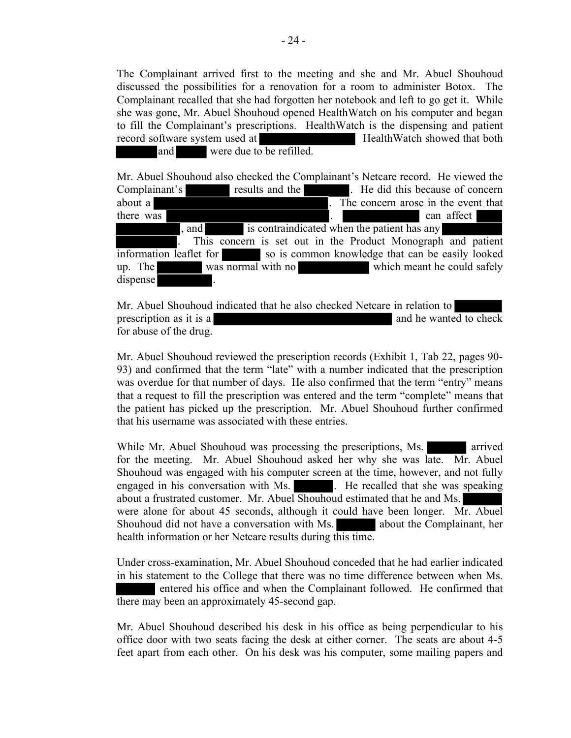The Complainant arrived first to the meeting and she and Mr. Abuel Shouhoud discussed the possibilities for a renovation for a room to administer Botox. The Complainant recalled that she had forgotten her notebook and left to go get it. While she was gone, Mr. Abuel Shouhoud opened HealthWatch on his computer and began to fill the Complainant's prescriptions. HealthWatch is the dispensing and patient record software system used at ████████ HealthWatch showed that both ████ and ███ were due to be refilled.

Mr. Abuel Shouhoud also checked the Complainant's Netcare record. He viewed the Complainant's ████ results and the ████. He did this because of concern about a ████████████████. The concern arose in the event that there was ████████████████. ██████ can affect ████████, and ████ is contraindicated when the patient has any ██████████. This concern is set out in the Product Monograph and patient information leaflet for ████ so is common knowledge that can be easily looked up. The ████ was normal with no ██████ which meant he could safely dispense █████.

Mr. Abuel Shouhoud indicated that he also checked Netcare in relation to ████ prescription as it is a ████████████████ and he wanted to check for abuse of the drug.

Mr. Abuel Shouhoud reviewed the prescription records (Exhibit 1, Tab 22, pages 90-93) and confirmed that the term "late" with a number indicated that the prescription was overdue for that number of days. He also confirmed that the term "entry" means that a request to fill the prescription was entered and the term "complete" means that the patient has picked up the prescription. Mr. Abuel Shouhoud further confirmed that his username was associated with these entries.

While Mr. Abuel Shouhoud was processing the prescriptions, Ms. ████ arrived for the meeting. Mr. Abuel Shouhoud asked her why she was late. Mr. Abuel Shouhoud was engaged with his computer screen at the time, however, and not fully engaged in his conversation with Ms. ████. He recalled that she was speaking about a frustrated customer. Mr. Abuel Shouhoud estimated that he and Ms. ████ were alone for about 45 seconds, although it could have been longer. Mr. Abuel Shouhoud did not have a conversation with Ms. ████ about the Complainant, her health information or her Netcare results during this time.

Under cross-examination, Mr. Abuel Shouhoud conceded that he had earlier indicated in his statement to the College that there was no time difference between when Ms. ████ entered his office and when the Complainant followed. He confirmed that there may been an approximately 45-second gap.

Mr. Abuel Shouhoud described his desk in his office as being perpendicular to his office door with two seats facing the desk at either corner. The seats are about 4-5 feet apart from each other. On his desk was his computer, some mailing papers and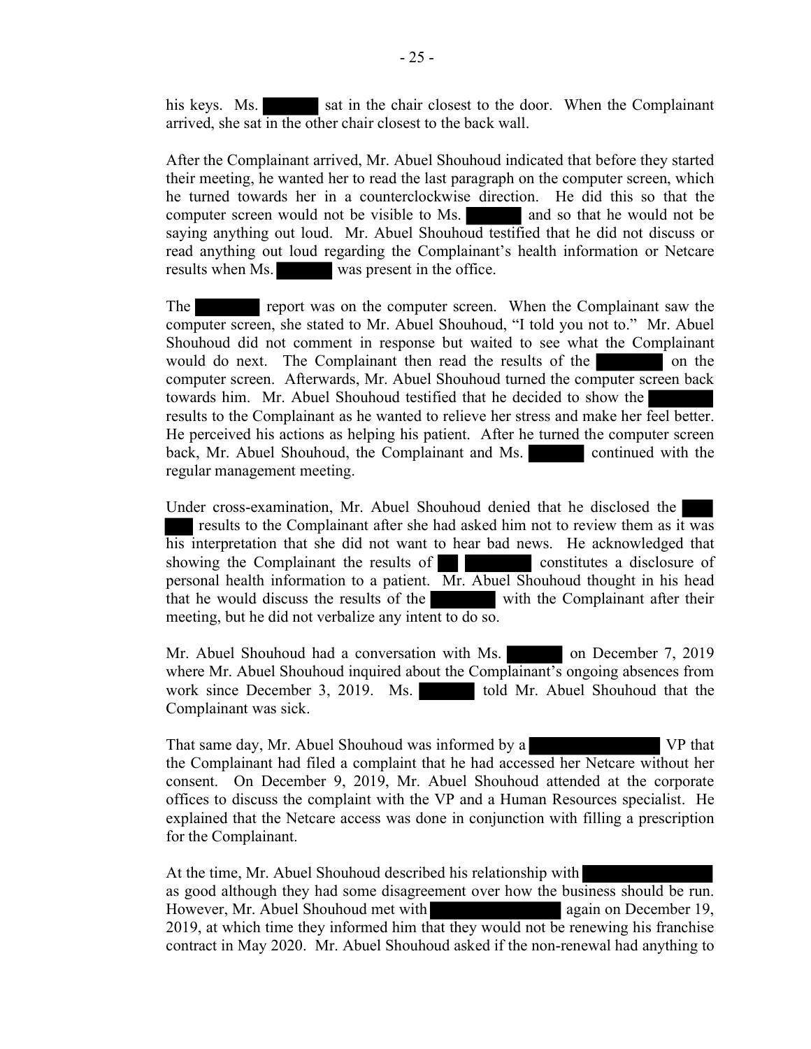his keys. Ms. [redacted] sat in the chair closest to the door. When the Complainant arrived, she sat in the other chair closest to the back wall.

After the Complainant arrived, Mr. Abuel Shouhoud indicated that before they started their meeting, he wanted her to read the last paragraph on the computer screen, which he turned towards her in a counterclockwise direction. He did this so that the computer screen would not be visible to Ms. [redacted] and so that he would not be saying anything out loud. Mr. Abuel Shouhoud testified that he did not discuss or read anything out loud regarding the Complainant's health information or Netcare results when Ms. [redacted] was present in the office.

The [redacted] report was on the computer screen. When the Complainant saw the computer screen, she stated to Mr. Abuel Shouhoud, "I told you not to." Mr. Abuel Shouhoud did not comment in response but waited to see what the Complainant would do next. The Complainant then read the results of the [redacted] on the computer screen. Afterwards, Mr. Abuel Shouhoud turned the computer screen back towards him. Mr. Abuel Shouhoud testified that he decided to show the [redacted] results to the Complainant as he wanted to relieve her stress and make her feel better. He perceived his actions as helping his patient. After he turned the computer screen back, Mr. Abuel Shouhoud, the Complainant and Ms. [redacted] continued with the regular management meeting.

Under cross-examination, Mr. Abuel Shouhoud denied that he disclosed the [redacted] results to the Complainant after she had asked him not to review them as it was his interpretation that she did not want to hear bad news. He acknowledged that showing the Complainant the results of [redacted] constitutes a disclosure of personal health information to a patient. Mr. Abuel Shouhoud thought in his head that he would discuss the results of the [redacted] with the Complainant after their meeting, but he did not verbalize any intent to do so.

Mr. Abuel Shouhoud had a conversation with Ms. [redacted] on December 7, 2019 where Mr. Abuel Shouhoud inquired about the Complainant's ongoing absences from work since December 3, 2019. Ms. [redacted] told Mr. Abuel Shouhoud that the Complainant was sick.

That same day, Mr. Abuel Shouhoud was informed by a [redacted] VP that the Complainant had filed a complaint that he had accessed her Netcare without her consent. On December 9, 2019, Mr. Abuel Shouhoud attended at the corporate offices to discuss the complaint with the VP and a Human Resources specialist. He explained that the Netcare access was done in conjunction with filling a prescription for the Complainant.

At the time, Mr. Abuel Shouhoud described his relationship with [redacted] as good although they had some disagreement over how the business should be run. However, Mr. Abuel Shouhoud met with [redacted] again on December 19, 2019, at which time they informed him that they would not be renewing his franchise contract in May 2020. Mr. Abuel Shouhoud asked if the non-renewal had anything to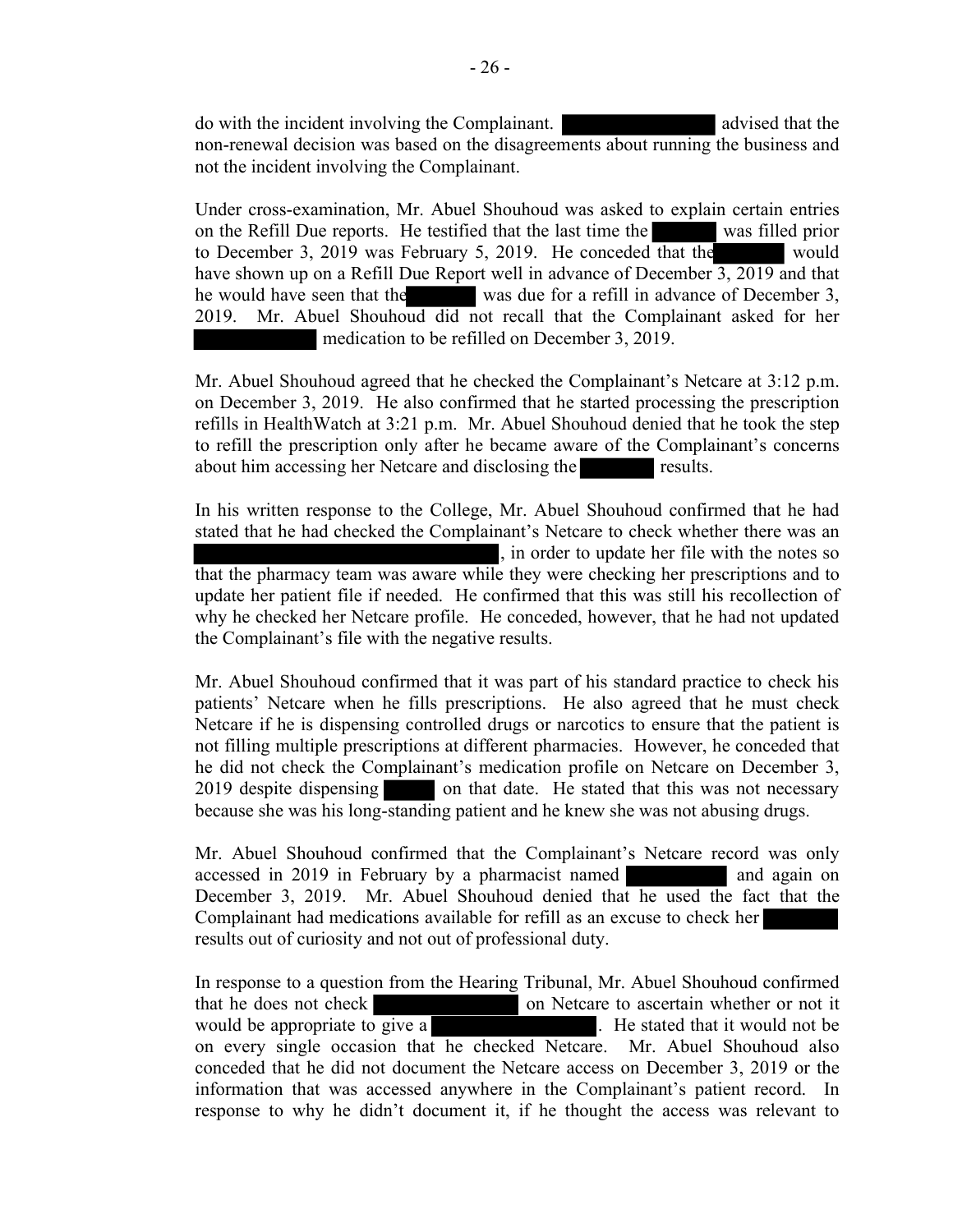do with the incident involving the Complainant. [REDACTED] advised that the non-renewal decision was based on the disagreements about running the business and not the incident involving the Complainant.

Under cross-examination, Mr. Abuel Shouhoud was asked to explain certain entries on the Refill Due reports. He testified that the last time the [REDACTED] was filled prior to December 3, 2019 was February 5, 2019. He conceded that the [REDACTED] would have shown up on a Refill Due Report well in advance of December 3, 2019 and that he would have seen that the [REDACTED] was due for a refill in advance of December 3, 2019. Mr. Abuel Shouhoud did not recall that the Complainant asked for her [REDACTED] medication to be refilled on December 3, 2019.

Mr. Abuel Shouhoud agreed that he checked the Complainant's Netcare at 3:12 p.m. on December 3, 2019. He also confirmed that he started processing the prescription refills in HealthWatch at 3:21 p.m. Mr. Abuel Shouhoud denied that he took the step to refill the prescription only after he became aware of the Complainant's concerns about him accessing her Netcare and disclosing the [REDACTED] results.

In his written response to the College, Mr. Abuel Shouhoud confirmed that he had stated that he had checked the Complainant's Netcare to check whether there was an [REDACTED], in order to update her file with the notes so that the pharmacy team was aware while they were checking her prescriptions and to update her patient file if needed. He confirmed that this was still his recollection of why he checked her Netcare profile. He conceded, however, that he had not updated the Complainant's file with the negative results.

Mr. Abuel Shouhoud confirmed that it was part of his standard practice to check his patients' Netcare when he fills prescriptions. He also agreed that he must check Netcare if he is dispensing controlled drugs or narcotics to ensure that the patient is not filling multiple prescriptions at different pharmacies. However, he conceded that he did not check the Complainant's medication profile on Netcare on December 3, 2019 despite dispensing [REDACTED] on that date. He stated that this was not necessary because she was his long-standing patient and he knew she was not abusing drugs.

Mr. Abuel Shouhoud confirmed that the Complainant's Netcare record was only accessed in 2019 in February by a pharmacist named [REDACTED] and again on December 3, 2019. Mr. Abuel Shouhoud denied that he used the fact that the Complainant had medications available for refill as an excuse to check her [REDACTED] results out of curiosity and not out of professional duty.

In response to a question from the Hearing Tribunal, Mr. Abuel Shouhoud confirmed that he does not check [REDACTED] on Netcare to ascertain whether or not it would be appropriate to give a [REDACTED]. He stated that it would not be on every single occasion that he checked Netcare. Mr. Abuel Shouhoud also conceded that he did not document the Netcare access on December 3, 2019 or the information that was accessed anywhere in the Complainant's patient record. In response to why he didn't document it, if he thought the access was relevant to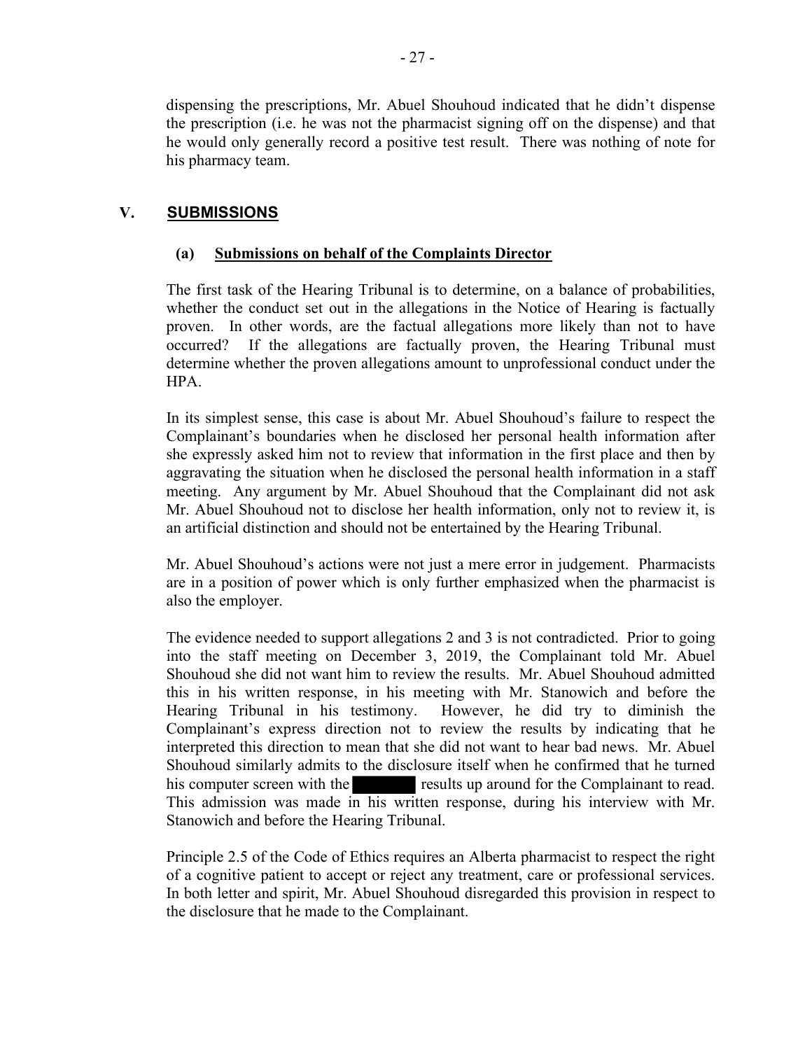dispensing the prescriptions, Mr. Abuel Shouhoud indicated that he didn't dispense the prescription (i.e. he was not the pharmacist signing off on the dispense) and that he would only generally record a positive test result. There was nothing of note for his pharmacy team.

## V. SUBMISSIONS

### (a) Submissions on behalf of the Complaints Director

The first task of the Hearing Tribunal is to determine, on a balance of probabilities, whether the conduct set out in the allegations in the Notice of Hearing is factually proven. In other words, are the factual allegations more likely than not to have occurred? If the allegations are factually proven, the Hearing Tribunal must determine whether the proven allegations amount to unprofessional conduct under the HPA.

In its simplest sense, this case is about Mr. Abuel Shouhoud's failure to respect the Complainant's boundaries when he disclosed her personal health information after she expressly asked him not to review that information in the first place and then by aggravating the situation when he disclosed the personal health information in a staff meeting. Any argument by Mr. Abuel Shouhoud that the Complainant did not ask Mr. Abuel Shouhoud not to disclose her health information, only not to review it, is an artificial distinction and should not be entertained by the Hearing Tribunal.

Mr. Abuel Shouhoud's actions were not just a mere error in judgement. Pharmacists are in a position of power which is only further emphasized when the pharmacist is also the employer.

The evidence needed to support allegations 2 and 3 is not contradicted. Prior to going into the staff meeting on December 3, 2019, the Complainant told Mr. Abuel Shouhoud she did not want him to review the results. Mr. Abuel Shouhoud admitted this in his written response, in his meeting with Mr. Stanowich and before the Hearing Tribunal in his testimony. However, he did try to diminish the Complainant's express direction not to review the results by indicating that he interpreted this direction to mean that she did not want to hear bad news. Mr. Abuel Shouhoud similarly admits to the disclosure itself when he confirmed that he turned his computer screen with the [redacted] results up around for the Complainant to read. This admission was made in his written response, during his interview with Mr. Stanowich and before the Hearing Tribunal.

Principle 2.5 of the Code of Ethics requires an Alberta pharmacist to respect the right of a cognitive patient to accept or reject any treatment, care or professional services. In both letter and spirit, Mr. Abuel Shouhoud disregarded this provision in respect to the disclosure that he made to the Complainant.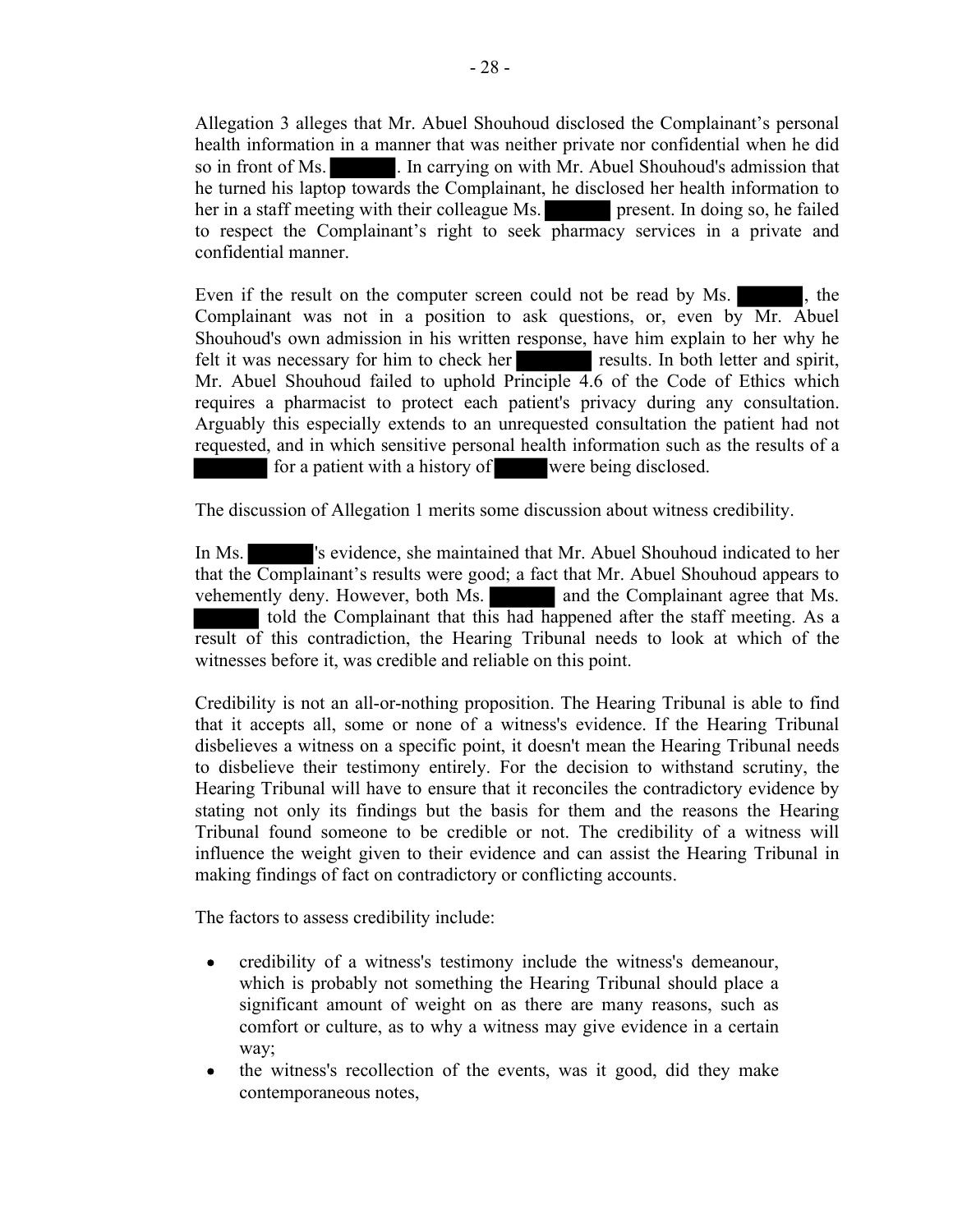Allegation 3 alleges that Mr. Abuel Shouhoud disclosed the Complainant's personal health information in a manner that was neither private nor confidential when he did so in front of Ms. ██████. In carrying on with Mr. Abuel Shouhoud's admission that he turned his laptop towards the Complainant, he disclosed her health information to her in a staff meeting with their colleague Ms. ██████ present. In doing so, he failed to respect the Complainant's right to seek pharmacy services in a private and confidential manner.

Even if the result on the computer screen could not be read by Ms. ██████, the Complainant was not in a position to ask questions, or, even by Mr. Abuel Shouhoud's own admission in his written response, have him explain to her why he felt it was necessary for him to check her ██████ results. In both letter and spirit, Mr. Abuel Shouhoud failed to uphold Principle 4.6 of the Code of Ethics which requires a pharmacist to protect each patient's privacy during any consultation. Arguably this especially extends to an unrequested consultation the patient had not requested, and in which sensitive personal health information such as the results of a ██████ for a patient with a history of ██████ were being disclosed.

The discussion of Allegation 1 merits some discussion about witness credibility.

In Ms. ██████'s evidence, she maintained that Mr. Abuel Shouhoud indicated to her that the Complainant's results were good; a fact that Mr. Abuel Shouhoud appears to vehemently deny. However, both Ms. ██████ and the Complainant agree that Ms. ██████ told the Complainant that this had happened after the staff meeting. As a result of this contradiction, the Hearing Tribunal needs to look at which of the witnesses before it, was credible and reliable on this point.

Credibility is not an all-or-nothing proposition. The Hearing Tribunal is able to find that it accepts all, some or none of a witness's evidence. If the Hearing Tribunal disbelieves a witness on a specific point, it doesn't mean the Hearing Tribunal needs to disbelieve their testimony entirely. For the decision to withstand scrutiny, the Hearing Tribunal will have to ensure that it reconciles the contradictory evidence by stating not only its findings but the basis for them and the reasons the Hearing Tribunal found someone to be credible or not. The credibility of a witness will influence the weight given to their evidence and can assist the Hearing Tribunal in making findings of fact on contradictory or conflicting accounts.

The factors to assess credibility include:

- credibility of a witness's testimony include the witness's demeanour, which is probably not something the Hearing Tribunal should place a significant amount of weight on as there are many reasons, such as comfort or culture, as to why a witness may give evidence in a certain way;
- the witness's recollection of the events, was it good, did they make contemporaneous notes,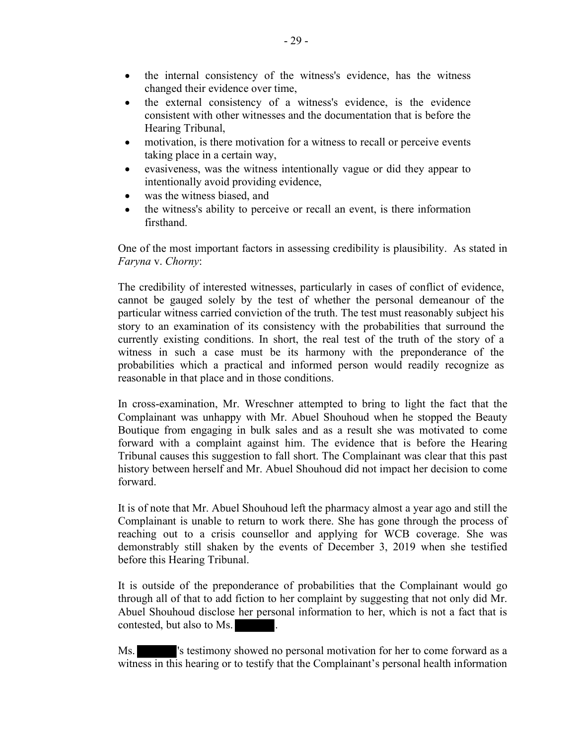- the internal consistency of the witness's evidence, has the witness changed their evidence over time,
- the external consistency of a witness's evidence, is the evidence consistent with other witnesses and the documentation that is before the Hearing Tribunal,
- motivation, is there motivation for a witness to recall or perceive events taking place in a certain way,
- evasiveness, was the witness intentionally vague or did they appear to intentionally avoid providing evidence,
- was the witness biased, and
- the witness's ability to perceive or recall an event, is there information firsthand.

One of the most important factors in assessing credibility is plausibility. As stated in *Faryna* v. *Chorny*:

The credibility of interested witnesses, particularly in cases of conflict of evidence, cannot be gauged solely by the test of whether the personal demeanour of the particular witness carried conviction of the truth. The test must reasonably subject his story to an examination of its consistency with the probabilities that surround the currently existing conditions. In short, the real test of the truth of the story of a witness in such a case must be its harmony with the preponderance of the probabilities which a practical and informed person would readily recognize as reasonable in that place and in those conditions.

In cross-examination, Mr. Wreschner attempted to bring to light the fact that the Complainant was unhappy with Mr. Abuel Shouhoud when he stopped the Beauty Boutique from engaging in bulk sales and as a result she was motivated to come forward with a complaint against him. The evidence that is before the Hearing Tribunal causes this suggestion to fall short. The Complainant was clear that this past history between herself and Mr. Abuel Shouhoud did not impact her decision to come forward.

It is of note that Mr. Abuel Shouhoud left the pharmacy almost a year ago and still the Complainant is unable to return to work there. She has gone through the process of reaching out to a crisis counsellor and applying for WCB coverage. She was demonstrably still shaken by the events of December 3, 2019 when she testified before this Hearing Tribunal.

It is outside of the preponderance of probabilities that the Complainant would go through all of that to add fiction to her complaint by suggesting that not only did Mr. Abuel Shouhoud disclose her personal information to her, which is not a fact that is contested, but also to Ms. [redacted].

Ms. [redacted]'s testimony showed no personal motivation for her to come forward as a witness in this hearing or to testify that the Complainant's personal health information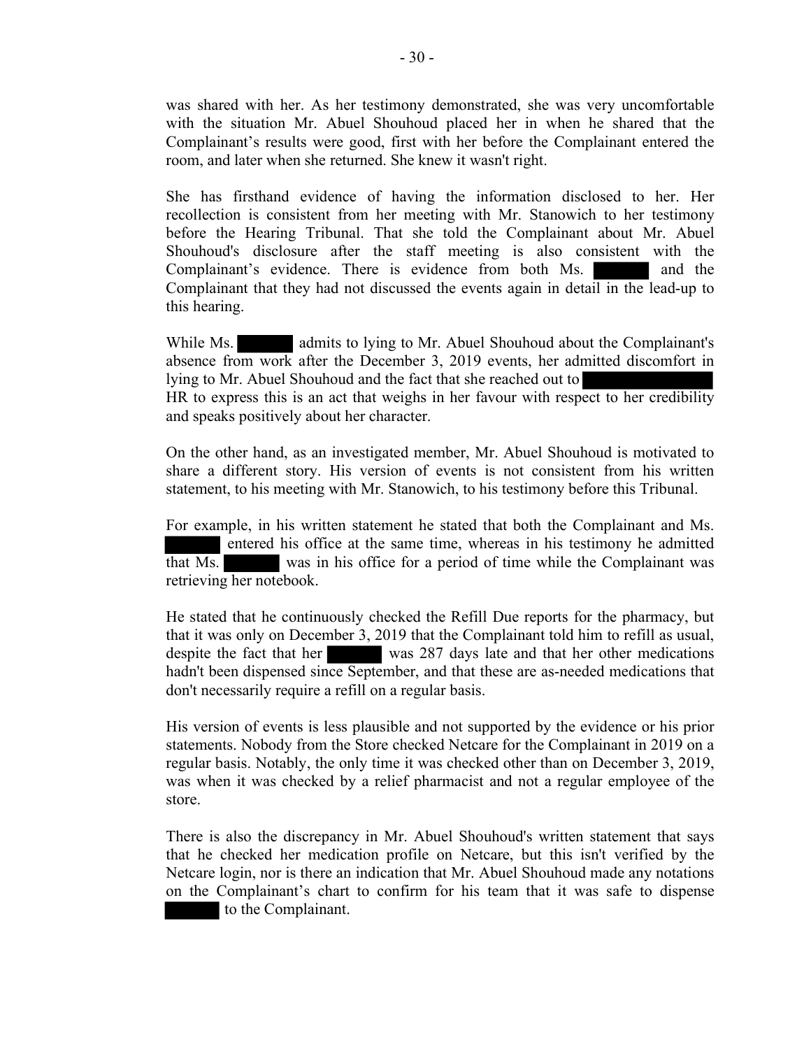was shared with her. As her testimony demonstrated, she was very uncomfortable with the situation Mr. Abuel Shouhoud placed her in when he shared that the Complainant's results were good, first with her before the Complainant entered the room, and later when she returned. She knew it wasn't right.

She has firsthand evidence of having the information disclosed to her. Her recollection is consistent from her meeting with Mr. Stanowich to her testimony before the Hearing Tribunal. That she told the Complainant about Mr. Abuel Shouhoud's disclosure after the staff meeting is also consistent with the Complainant's evidence. There is evidence from both Ms. ██████ and the Complainant that they had not discussed the events again in detail in the lead-up to this hearing.

While Ms. ██████ admits to lying to Mr. Abuel Shouhoud about the Complainant's absence from work after the December 3, 2019 events, her admitted discomfort in lying to Mr. Abuel Shouhoud and the fact that she reached out to ██████████ HR to express this is an act that weighs in her favour with respect to her credibility and speaks positively about her character.

On the other hand, as an investigated member, Mr. Abuel Shouhoud is motivated to share a different story. His version of events is not consistent from his written statement, to his meeting with Mr. Stanowich, to his testimony before this Tribunal.

For example, in his written statement he stated that both the Complainant and Ms. ██████ entered his office at the same time, whereas in his testimony he admitted that Ms. ██████ was in his office for a period of time while the Complainant was retrieving her notebook.

He stated that he continuously checked the Refill Due reports for the pharmacy, but that it was only on December 3, 2019 that the Complainant told him to refill as usual, despite the fact that her ██████ was 287 days late and that her other medications hadn't been dispensed since September, and that these are as-needed medications that don't necessarily require a refill on a regular basis.

His version of events is less plausible and not supported by the evidence or his prior statements. Nobody from the Store checked Netcare for the Complainant in 2019 on a regular basis. Notably, the only time it was checked other than on December 3, 2019, was when it was checked by a relief pharmacist and not a regular employee of the store.

There is also the discrepancy in Mr. Abuel Shouhoud's written statement that says that he checked her medication profile on Netcare, but this isn't verified by the Netcare login, nor is there an indication that Mr. Abuel Shouhoud made any notations on the Complainant's chart to confirm for his team that it was safe to dispense ██████ to the Complainant.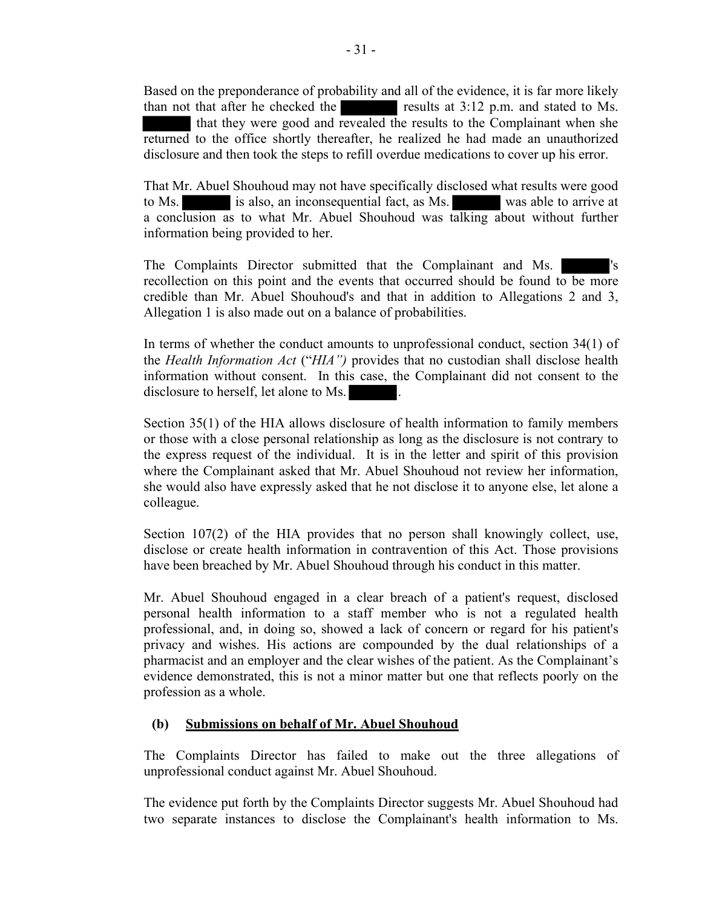Based on the preponderance of probability and all of the evidence, it is far more likely than not that after he checked the ██████ results at 3:12 p.m. and stated to Ms. ██████ that they were good and revealed the results to the Complainant when she returned to the office shortly thereafter, he realized he had made an unauthorized disclosure and then took the steps to refill overdue medications to cover up his error.

That Mr. Abuel Shouhoud may not have specifically disclosed what results were good to Ms. ██████ is also, an inconsequential fact, as Ms. ██████ was able to arrive at a conclusion as to what Mr. Abuel Shouhoud was talking about without further information being provided to her.

The Complaints Director submitted that the Complainant and Ms. ██████'s recollection on this point and the events that occurred should be found to be more credible than Mr. Abuel Shouhoud's and that in addition to Allegations 2 and 3, Allegation 1 is also made out on a balance of probabilities.

In terms of whether the conduct amounts to unprofessional conduct, section 34(1) of the *Health Information Act* ("*HIA")* provides that no custodian shall disclose health information without consent. In this case, the Complainant did not consent to the disclosure to herself, let alone to Ms. ██████.

Section 35(1) of the HIA allows disclosure of health information to family members or those with a close personal relationship as long as the disclosure is not contrary to the express request of the individual. It is in the letter and spirit of this provision where the Complainant asked that Mr. Abuel Shouhoud not review her information, she would also have expressly asked that he not disclose it to anyone else, let alone a colleague.

Section 107(2) of the HIA provides that no person shall knowingly collect, use, disclose or create health information in contravention of this Act. Those provisions have been breached by Mr. Abuel Shouhoud through his conduct in this matter.

Mr. Abuel Shouhoud engaged in a clear breach of a patient's request, disclosed personal health information to a staff member who is not a regulated health professional, and, in doing so, showed a lack of concern or regard for his patient's privacy and wishes. His actions are compounded by the dual relationships of a pharmacist and an employer and the clear wishes of the patient. As the Complainant's evidence demonstrated, this is not a minor matter but one that reflects poorly on the profession as a whole.

**(b) Submissions on behalf of Mr. Abuel Shouhoud**

The Complaints Director has failed to make out the three allegations of unprofessional conduct against Mr. Abuel Shouhoud.

The evidence put forth by the Complaints Director suggests Mr. Abuel Shouhoud had two separate instances to disclose the Complainant's health information to Ms.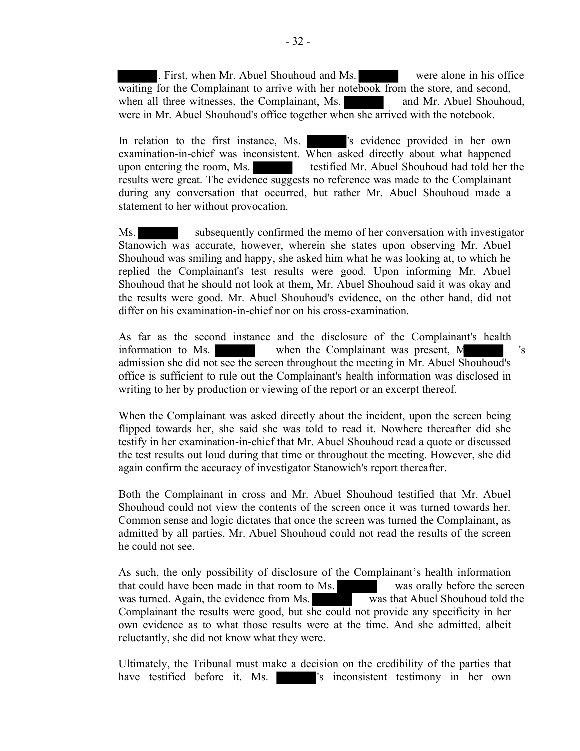. First, when Mr. Abuel Shouhoud and Ms. were alone in his office waiting for the Complainant to arrive with her notebook from the store, and second, when all three witnesses, the Complainant, Ms. and Mr. Abuel Shouhoud, were in Mr. Abuel Shouhoud's office together when she arrived with the notebook.

In relation to the first instance, Ms. 's evidence provided in her own examination-in-chief was inconsistent. When asked directly about what happened upon entering the room, Ms. testified Mr. Abuel Shouhoud had told her the results were great. The evidence suggests no reference was made to the Complainant during any conversation that occurred, but rather Mr. Abuel Shouhoud made a statement to her without provocation.

Ms. subsequently confirmed the memo of her conversation with investigator Stanowich was accurate, however, wherein she states upon observing Mr. Abuel Shouhoud was smiling and happy, she asked him what he was looking at, to which he replied the Complainant's test results were good. Upon informing Mr. Abuel Shouhoud that he should not look at them, Mr. Abuel Shouhoud said it was okay and the results were good. Mr. Abuel Shouhoud's evidence, on the other hand, did not differ on his examination-in-chief nor on his cross-examination.

As far as the second instance and the disclosure of the Complainant's health information to Ms. when the Complainant was present, M 's admission she did not see the screen throughout the meeting in Mr. Abuel Shouhoud's office is sufficient to rule out the Complainant's health information was disclosed in writing to her by production or viewing of the report or an excerpt thereof.

When the Complainant was asked directly about the incident, upon the screen being flipped towards her, she said she was told to read it. Nowhere thereafter did she testify in her examination-in-chief that Mr. Abuel Shouhoud read a quote or discussed the test results out loud during that time or throughout the meeting. However, she did again confirm the accuracy of investigator Stanowich's report thereafter.

Both the Complainant in cross and Mr. Abuel Shouhoud testified that Mr. Abuel Shouhoud could not view the contents of the screen once it was turned towards her. Common sense and logic dictates that once the screen was turned the Complainant, as admitted by all parties, Mr. Abuel Shouhoud could not read the results of the screen he could not see.

As such, the only possibility of disclosure of the Complainant's health information that could have been made in that room to Ms. was orally before the screen was turned. Again, the evidence from Ms. was that Abuel Shouhoud told the Complainant the results were good, but she could not provide any specificity in her own evidence as to what those results were at the time. And she admitted, albeit reluctantly, she did not know what they were.

Ultimately, the Tribunal must make a decision on the credibility of the parties that have testified before it. Ms. 's inconsistent testimony in her own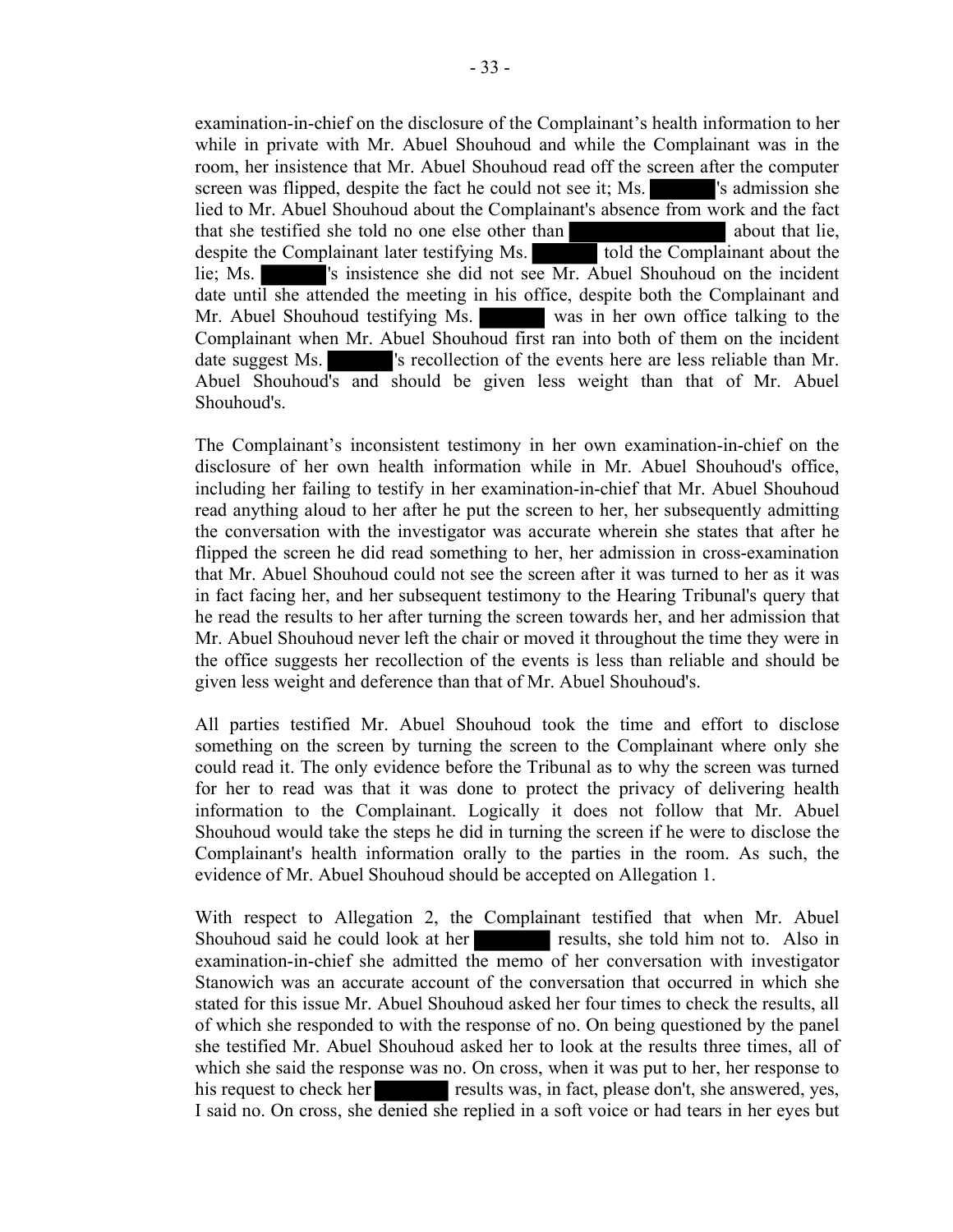examination-in-chief on the disclosure of the Complainant's health information to her while in private with Mr. Abuel Shouhoud and while the Complainant was in the room, her insistence that Mr. Abuel Shouhoud read off the screen after the computer screen was flipped, despite the fact he could not see it; Ms. [redacted]'s admission she lied to Mr. Abuel Shouhoud about the Complainant's absence from work and the fact that she testified she told no one else other than [redacted] about that lie, despite the Complainant later testifying Ms. [redacted] told the Complainant about the lie; Ms. [redacted]'s insistence she did not see Mr. Abuel Shouhoud on the incident date until she attended the meeting in his office, despite both the Complainant and Mr. Abuel Shouhoud testifying Ms. [redacted] was in her own office talking to the Complainant when Mr. Abuel Shouhoud first ran into both of them on the incident date suggest Ms. [redacted]'s recollection of the events here are less reliable than Mr. Abuel Shouhoud's and should be given less weight than that of Mr. Abuel Shouhoud's.

The Complainant's inconsistent testimony in her own examination-in-chief on the disclosure of her own health information while in Mr. Abuel Shouhoud's office, including her failing to testify in her examination-in-chief that Mr. Abuel Shouhoud read anything aloud to her after he put the screen to her, her subsequently admitting the conversation with the investigator was accurate wherein she states that after he flipped the screen he did read something to her, her admission in cross-examination that Mr. Abuel Shouhoud could not see the screen after it was turned to her as it was in fact facing her, and her subsequent testimony to the Hearing Tribunal's query that he read the results to her after turning the screen towards her, and her admission that Mr. Abuel Shouhoud never left the chair or moved it throughout the time they were in the office suggests her recollection of the events is less than reliable and should be given less weight and deference than that of Mr. Abuel Shouhoud's.

All parties testified Mr. Abuel Shouhoud took the time and effort to disclose something on the screen by turning the screen to the Complainant where only she could read it. The only evidence before the Tribunal as to why the screen was turned for her to read was that it was done to protect the privacy of delivering health information to the Complainant. Logically it does not follow that Mr. Abuel Shouhoud would take the steps he did in turning the screen if he were to disclose the Complainant's health information orally to the parties in the room. As such, the evidence of Mr. Abuel Shouhoud should be accepted on Allegation 1.

With respect to Allegation 2, the Complainant testified that when Mr. Abuel Shouhoud said he could look at her [redacted] results, she told him not to. Also in examination-in-chief she admitted the memo of her conversation with investigator Stanowich was an accurate account of the conversation that occurred in which she stated for this issue Mr. Abuel Shouhoud asked her four times to check the results, all of which she responded to with the response of no. On being questioned by the panel she testified Mr. Abuel Shouhoud asked her to look at the results three times, all of which she said the response was no. On cross, when it was put to her, her response to his request to check her [redacted] results was, in fact, please don't, she answered, yes, I said no. On cross, she denied she replied in a soft voice or had tears in her eyes but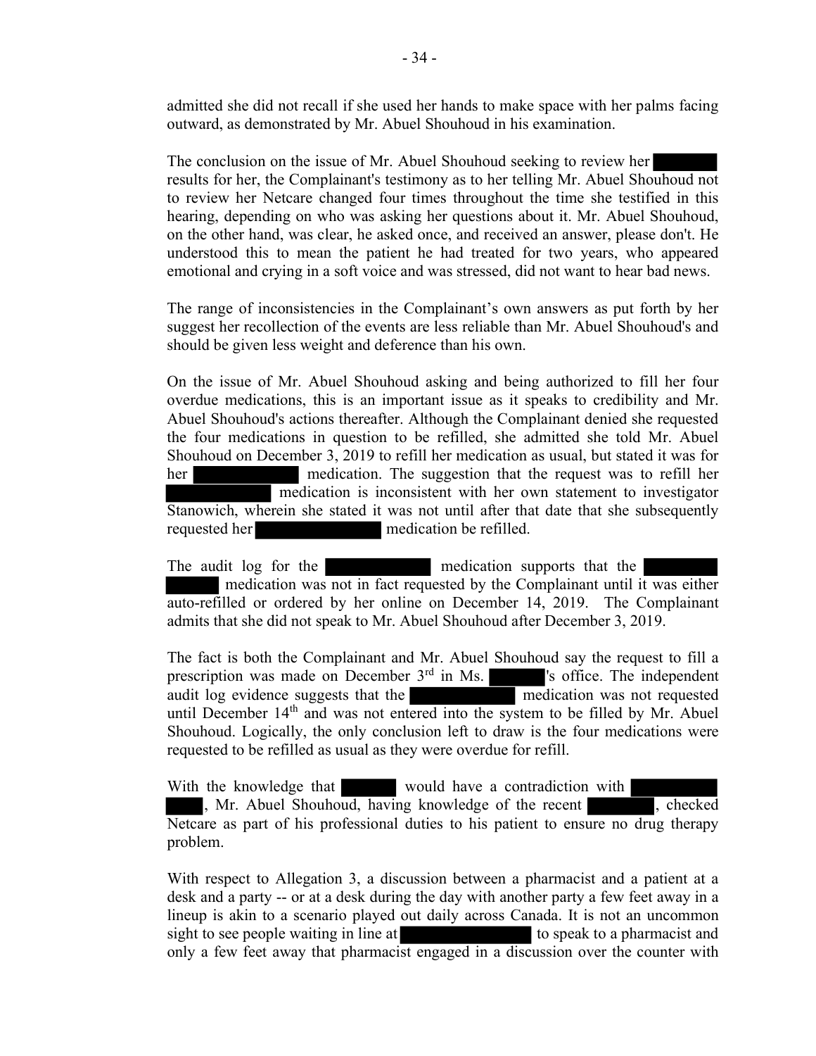admitted she did not recall if she used her hands to make space with her palms facing outward, as demonstrated by Mr. Abuel Shouhoud in his examination.

The conclusion on the issue of Mr. Abuel Shouhoud seeking to review her [redacted] results for her, the Complainant's testimony as to her telling Mr. Abuel Shouhoud not to review her Netcare changed four times throughout the time she testified in this hearing, depending on who was asking her questions about it. Mr. Abuel Shouhoud, on the other hand, was clear, he asked once, and received an answer, please don't. He understood this to mean the patient he had treated for two years, who appeared emotional and crying in a soft voice and was stressed, did not want to hear bad news.

The range of inconsistencies in the Complainant's own answers as put forth by her suggest her recollection of the events are less reliable than Mr. Abuel Shouhoud's and should be given less weight and deference than his own.

On the issue of Mr. Abuel Shouhoud asking and being authorized to fill her four overdue medications, this is an important issue as it speaks to credibility and Mr. Abuel Shouhoud's actions thereafter. Although the Complainant denied she requested the four medications in question to be refilled, she admitted she told Mr. Abuel Shouhoud on December 3, 2019 to refill her medication as usual, but stated it was for her [redacted] medication. The suggestion that the request was to refill her [redacted] medication is inconsistent with her own statement to investigator Stanowich, wherein she stated it was not until after that date that she subsequently requested her [redacted] medication be refilled.

The audit log for the [redacted] medication supports that the [redacted] medication was not in fact requested by the Complainant until it was either auto-refilled or ordered by her online on December 14, 2019. The Complainant admits that she did not speak to Mr. Abuel Shouhoud after December 3, 2019.

The fact is both the Complainant and Mr. Abuel Shouhoud say the request to fill a prescription was made on December 3rd in Ms. [redacted]'s office. The independent audit log evidence suggests that the [redacted] medication was not requested until December 14th and was not entered into the system to be filled by Mr. Abuel Shouhoud. Logically, the only conclusion left to draw is the four medications were requested to be refilled as usual as they were overdue for refill.

With the knowledge that [redacted] would have a contradiction with [redacted], Mr. Abuel Shouhoud, having knowledge of the recent [redacted], checked Netcare as part of his professional duties to his patient to ensure no drug therapy problem.

With respect to Allegation 3, a discussion between a pharmacist and a patient at a desk and a party -- or at a desk during the day with another party a few feet away in a lineup is akin to a scenario played out daily across Canada. It is not an uncommon sight to see people waiting in line at [redacted] to speak to a pharmacist and only a few feet away that pharmacist engaged in a discussion over the counter with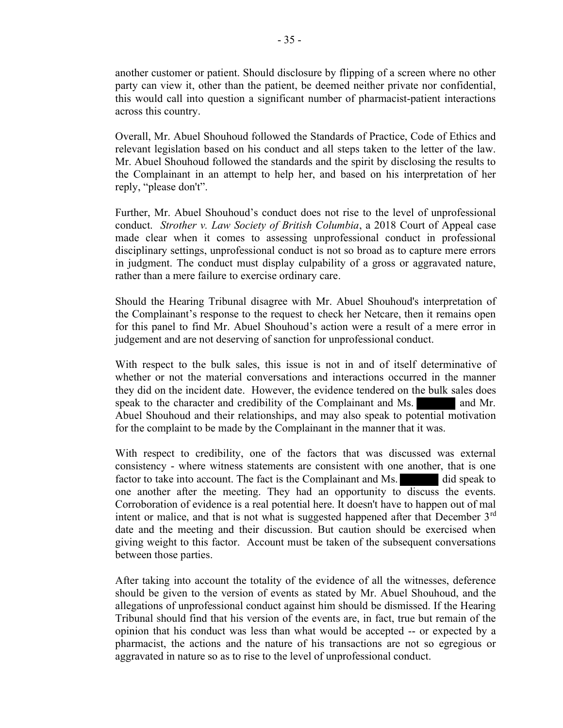another customer or patient. Should disclosure by flipping of a screen where no other party can view it, other than the patient, be deemed neither private nor confidential, this would call into question a significant number of pharmacist-patient interactions across this country.

Overall, Mr. Abuel Shouhoud followed the Standards of Practice, Code of Ethics and relevant legislation based on his conduct and all steps taken to the letter of the law. Mr. Abuel Shouhoud followed the standards and the spirit by disclosing the results to the Complainant in an attempt to help her, and based on his interpretation of her reply, "please don't".

Further, Mr. Abuel Shouhoud's conduct does not rise to the level of unprofessional conduct. *Strother v. Law Society of British Columbia*, a 2018 Court of Appeal case made clear when it comes to assessing unprofessional conduct in professional disciplinary settings, unprofessional conduct is not so broad as to capture mere errors in judgment. The conduct must display culpability of a gross or aggravated nature, rather than a mere failure to exercise ordinary care.

Should the Hearing Tribunal disagree with Mr. Abuel Shouhoud's interpretation of the Complainant's response to the request to check her Netcare, then it remains open for this panel to find Mr. Abuel Shouhoud's action were a result of a mere error in judgement and are not deserving of sanction for unprofessional conduct.

With respect to the bulk sales, this issue is not in and of itself determinative of whether or not the material conversations and interactions occurred in the manner they did on the incident date. However, the evidence tendered on the bulk sales does speak to the character and credibility of the Complainant and Ms. ██████ and Mr. Abuel Shouhoud and their relationships, and may also speak to potential motivation for the complaint to be made by the Complainant in the manner that it was.

With respect to credibility, one of the factors that was discussed was external consistency - where witness statements are consistent with one another, that is one factor to take into account. The fact is the Complainant and Ms. ██████ did speak to one another after the meeting. They had an opportunity to discuss the events. Corroboration of evidence is a real potential here. It doesn't have to happen out of mal intent or malice, and that is not what is suggested happened after that December 3rd date and the meeting and their discussion. But caution should be exercised when giving weight to this factor. Account must be taken of the subsequent conversations between those parties.

After taking into account the totality of the evidence of all the witnesses, deference should be given to the version of events as stated by Mr. Abuel Shouhoud, and the allegations of unprofessional conduct against him should be dismissed. If the Hearing Tribunal should find that his version of the events are, in fact, true but remain of the opinion that his conduct was less than what would be accepted -- or expected by a pharmacist, the actions and the nature of his transactions are not so egregious or aggravated in nature so as to rise to the level of unprofessional conduct.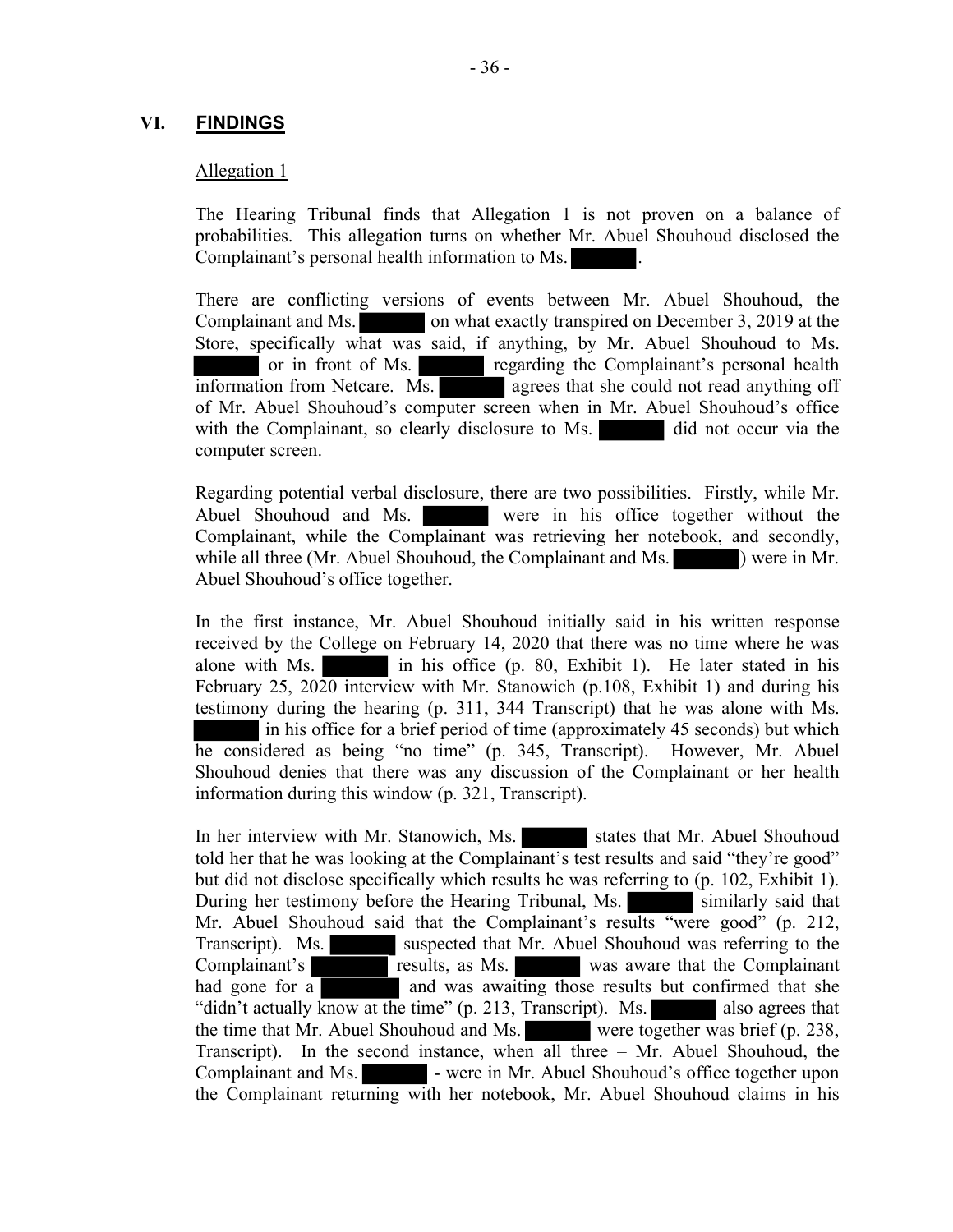## VI. FINDINGS

Allegation 1

The Hearing Tribunal finds that Allegation 1 is not proven on a balance of probabilities. This allegation turns on whether Mr. Abuel Shouhoud disclosed the Complainant's personal health information to Ms. ██████.

There are conflicting versions of events between Mr. Abuel Shouhoud, the Complainant and Ms. ██████ on what exactly transpired on December 3, 2019 at the Store, specifically what was said, if anything, by Mr. Abuel Shouhoud to Ms. ██████ or in front of Ms. ██████ regarding the Complainant's personal health information from Netcare. Ms. ██████ agrees that she could not read anything off of Mr. Abuel Shouhoud's computer screen when in Mr. Abuel Shouhoud's office with the Complainant, so clearly disclosure to Ms. ██████ did not occur via the computer screen.

Regarding potential verbal disclosure, there are two possibilities. Firstly, while Mr. Abuel Shouhoud and Ms. ██████ were in his office together without the Complainant, while the Complainant was retrieving her notebook, and secondly, while all three (Mr. Abuel Shouhoud, the Complainant and Ms. ██████) were in Mr. Abuel Shouhoud's office together.

In the first instance, Mr. Abuel Shouhoud initially said in his written response received by the College on February 14, 2020 that there was no time where he was alone with Ms. ██████ in his office (p. 80, Exhibit 1). He later stated in his February 25, 2020 interview with Mr. Stanowich (p.108, Exhibit 1) and during his testimony during the hearing (p. 311, 344 Transcript) that he was alone with Ms. ██████ in his office for a brief period of time (approximately 45 seconds) but which he considered as being "no time" (p. 345, Transcript). However, Mr. Abuel Shouhoud denies that there was any discussion of the Complainant or her health information during this window (p. 321, Transcript).

In her interview with Mr. Stanowich, Ms. ██████ states that Mr. Abuel Shouhoud told her that he was looking at the Complainant's test results and said "they're good" but did not disclose specifically which results he was referring to (p. 102, Exhibit 1). During her testimony before the Hearing Tribunal, Ms. ██████ similarly said that Mr. Abuel Shouhoud said that the Complainant's results "were good" (p. 212, Transcript). Ms. ██████ suspected that Mr. Abuel Shouhoud was referring to the Complainant's ██████ results, as Ms. ██████ was aware that the Complainant had gone for a ██████ and was awaiting those results but confirmed that she "didn't actually know at the time" (p. 213, Transcript). Ms. ██████ also agrees that the time that Mr. Abuel Shouhoud and Ms. ██████ were together was brief (p. 238, Transcript). In the second instance, when all three – Mr. Abuel Shouhoud, the Complainant and Ms. ██████ - were in Mr. Abuel Shouhoud's office together upon the Complainant returning with her notebook, Mr. Abuel Shouhoud claims in his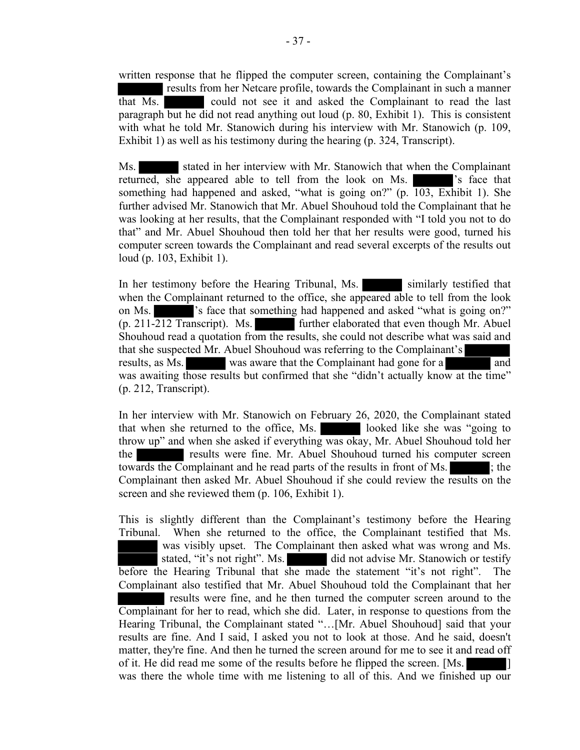written response that he flipped the computer screen, containing the Complainant's ██████ results from her Netcare profile, towards the Complainant in such a manner that Ms. ██████ could not see it and asked the Complainant to read the last paragraph but he did not read anything out loud (p. 80, Exhibit 1). This is consistent with what he told Mr. Stanowich during his interview with Mr. Stanowich (p. 109, Exhibit 1) as well as his testimony during the hearing (p. 324, Transcript).

Ms. ██████ stated in her interview with Mr. Stanowich that when the Complainant returned, she appeared able to tell from the look on Ms. ██████'s face that something had happened and asked, "what is going on?" (p. 103, Exhibit 1). She further advised Mr. Stanowich that Mr. Abuel Shouhoud told the Complainant that he was looking at her results, that the Complainant responded with "I told you not to do that" and Mr. Abuel Shouhoud then told her that her results were good, turned his computer screen towards the Complainant and read several excerpts of the results out loud (p. 103, Exhibit 1).

In her testimony before the Hearing Tribunal, Ms. ██████ similarly testified that when the Complainant returned to the office, she appeared able to tell from the look on Ms. ██████'s face that something had happened and asked "what is going on?" (p. 211-212 Transcript). Ms. ██████ further elaborated that even though Mr. Abuel Shouhoud read a quotation from the results, she could not describe what was said and that she suspected Mr. Abuel Shouhoud was referring to the Complainant's ██████ results, as Ms. ██████ was aware that the Complainant had gone for a ██████ and was awaiting those results but confirmed that she "didn't actually know at the time" (p. 212, Transcript).

In her interview with Mr. Stanowich on February 26, 2020, the Complainant stated that when she returned to the office, Ms. ██████ looked like she was "going to throw up" and when she asked if everything was okay, Mr. Abuel Shouhoud told her the ██████ results were fine. Mr. Abuel Shouhoud turned his computer screen towards the Complainant and he read parts of the results in front of Ms. ██████; the Complainant then asked Mr. Abuel Shouhoud if she could review the results on the screen and she reviewed them (p. 106, Exhibit 1).

This is slightly different than the Complainant's testimony before the Hearing Tribunal. When she returned to the office, the Complainant testified that Ms. ██████ was visibly upset. The Complainant then asked what was wrong and Ms. ██████ stated, "it's not right". Ms. ██████ did not advise Mr. Stanowich or testify before the Hearing Tribunal that she made the statement "it's not right". The Complainant also testified that Mr. Abuel Shouhoud told the Complainant that her ██████ results were fine, and he then turned the computer screen around to the Complainant for her to read, which she did. Later, in response to questions from the Hearing Tribunal, the Complainant stated "…[Mr. Abuel Shouhoud] said that your results are fine. And I said, I asked you not to look at those. And he said, doesn't matter, they're fine. And then he turned the screen around for me to see it and read off of it. He did read me some of the results before he flipped the screen. [Ms. ██████] was there the whole time with me listening to all of this. And we finished up our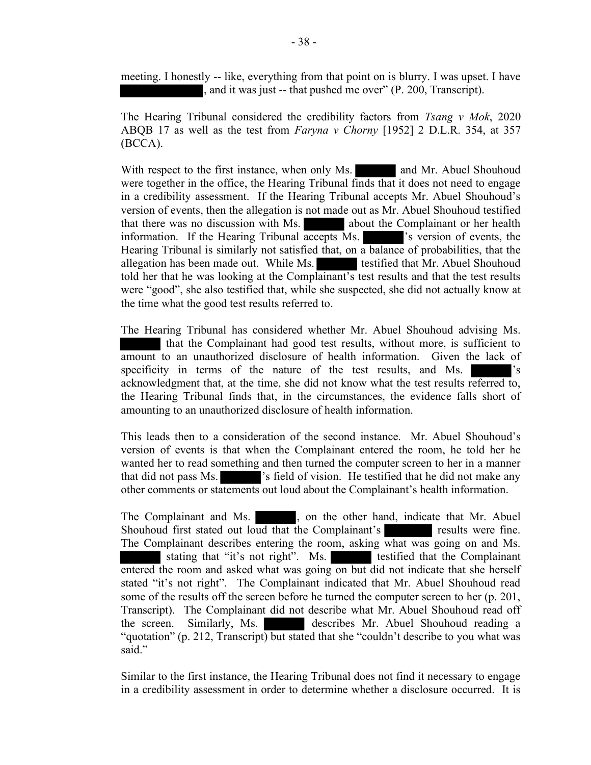meeting. I honestly -- like, everything from that point on is blurry. I was upset. I have [redacted], and it was just -- that pushed me over" (P. 200, Transcript).

The Hearing Tribunal considered the credibility factors from *Tsang v Mok*, 2020 ABQB 17 as well as the test from *Faryna v Chorny* [1952] 2 D.L.R. 354, at 357 (BCCA).

With respect to the first instance, when only Ms. [redacted] and Mr. Abuel Shouhoud were together in the office, the Hearing Tribunal finds that it does not need to engage in a credibility assessment. If the Hearing Tribunal accepts Mr. Abuel Shouhoud's version of events, then the allegation is not made out as Mr. Abuel Shouhoud testified that there was no discussion with Ms. [redacted] about the Complainant or her health information. If the Hearing Tribunal accepts Ms. [redacted]'s version of events, the Hearing Tribunal is similarly not satisfied that, on a balance of probabilities, that the allegation has been made out. While Ms. [redacted] testified that Mr. Abuel Shouhoud told her that he was looking at the Complainant's test results and that the test results were "good", she also testified that, while she suspected, she did not actually know at the time what the good test results referred to.

The Hearing Tribunal has considered whether Mr. Abuel Shouhoud advising Ms. [redacted] that the Complainant had good test results, without more, is sufficient to amount to an unauthorized disclosure of health information. Given the lack of specificity in terms of the nature of the test results, and Ms. [redacted]'s acknowledgment that, at the time, she did not know what the test results referred to, the Hearing Tribunal finds that, in the circumstances, the evidence falls short of amounting to an unauthorized disclosure of health information.

This leads then to a consideration of the second instance. Mr. Abuel Shouhoud's version of events is that when the Complainant entered the room, he told her he wanted her to read something and then turned the computer screen to her in a manner that did not pass Ms. [redacted]'s field of vision. He testified that he did not make any other comments or statements out loud about the Complainant's health information.

The Complainant and Ms. [redacted], on the other hand, indicate that Mr. Abuel Shouhoud first stated out loud that the Complainant's [redacted] results were fine. The Complainant describes entering the room, asking what was going on and Ms. [redacted] stating that "it's not right". Ms. [redacted] testified that the Complainant entered the room and asked what was going on but did not indicate that she herself stated "it's not right". The Complainant indicated that Mr. Abuel Shouhoud read some of the results off the screen before he turned the computer screen to her (p. 201, Transcript). The Complainant did not describe what Mr. Abuel Shouhoud read off the screen. Similarly, Ms. [redacted] describes Mr. Abuel Shouhoud reading a "quotation" (p. 212, Transcript) but stated that she "couldn't describe to you what was said."

Similar to the first instance, the Hearing Tribunal does not find it necessary to engage in a credibility assessment in order to determine whether a disclosure occurred. It is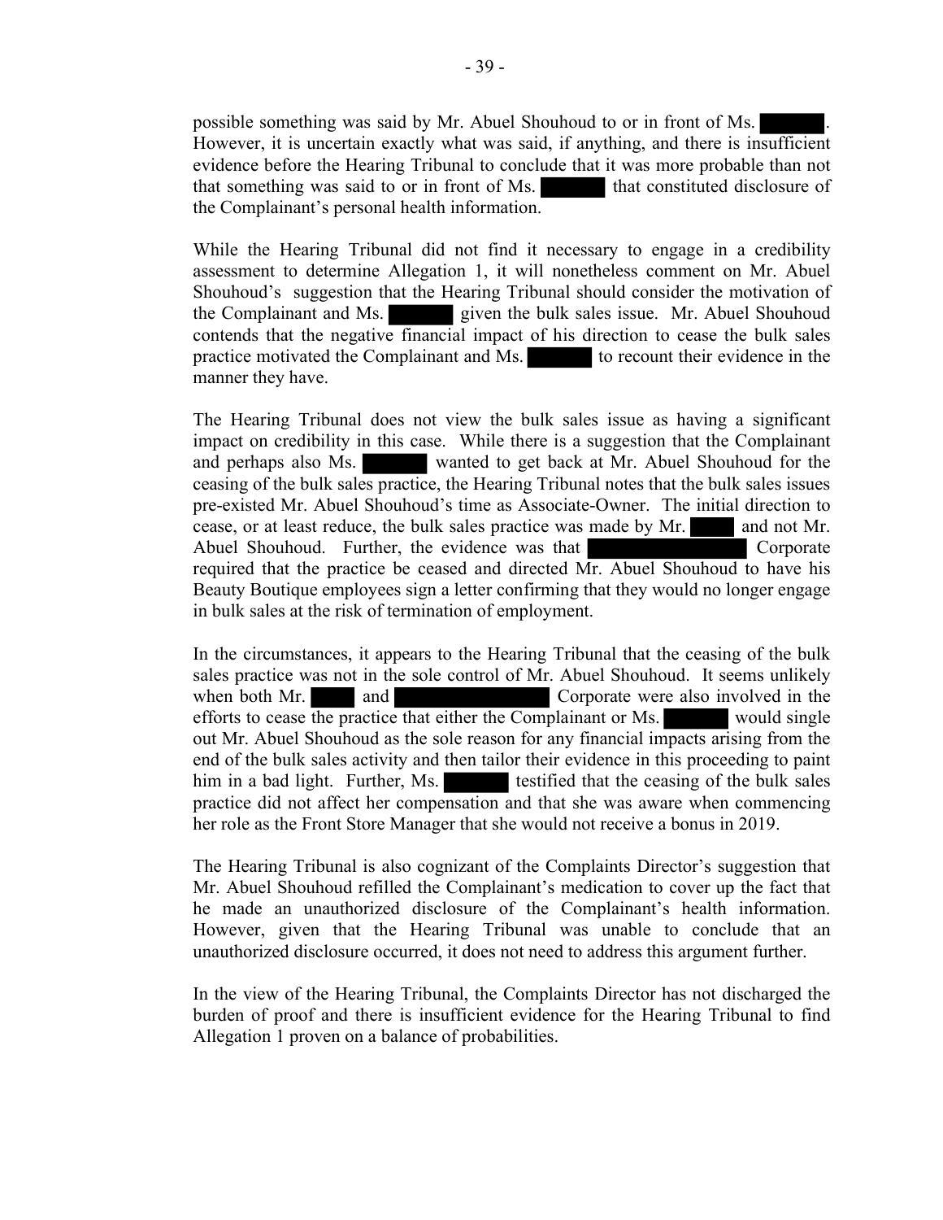possible something was said by Mr. Abuel Shouhoud to or in front of Ms. ██████. However, it is uncertain exactly what was said, if anything, and there is insufficient evidence before the Hearing Tribunal to conclude that it was more probable than not that something was said to or in front of Ms. ██████ that constituted disclosure of the Complainant's personal health information.

While the Hearing Tribunal did not find it necessary to engage in a credibility assessment to determine Allegation 1, it will nonetheless comment on Mr. Abuel Shouhoud's suggestion that the Hearing Tribunal should consider the motivation of the Complainant and Ms. ██████ given the bulk sales issue. Mr. Abuel Shouhoud contends that the negative financial impact of his direction to cease the bulk sales practice motivated the Complainant and Ms. ██████ to recount their evidence in the manner they have.

The Hearing Tribunal does not view the bulk sales issue as having a significant impact on credibility in this case. While there is a suggestion that the Complainant and perhaps also Ms. ██████ wanted to get back at Mr. Abuel Shouhoud for the ceasing of the bulk sales practice, the Hearing Tribunal notes that the bulk sales issues pre-existed Mr. Abuel Shouhoud's time as Associate-Owner. The initial direction to cease, or at least reduce, the bulk sales practice was made by Mr. ████ and not Mr. Abuel Shouhoud. Further, the evidence was that ██████████████ Corporate required that the practice be ceased and directed Mr. Abuel Shouhoud to have his Beauty Boutique employees sign a letter confirming that they would no longer engage in bulk sales at the risk of termination of employment.

In the circumstances, it appears to the Hearing Tribunal that the ceasing of the bulk sales practice was not in the sole control of Mr. Abuel Shouhoud. It seems unlikely when both Mr. ████ and ██████████████ Corporate were also involved in the efforts to cease the practice that either the Complainant or Ms. ██████ would single out Mr. Abuel Shouhoud as the sole reason for any financial impacts arising from the end of the bulk sales activity and then tailor their evidence in this proceeding to paint him in a bad light. Further, Ms. ██████ testified that the ceasing of the bulk sales practice did not affect her compensation and that she was aware when commencing her role as the Front Store Manager that she would not receive a bonus in 2019.

The Hearing Tribunal is also cognizant of the Complaints Director's suggestion that Mr. Abuel Shouhoud refilled the Complainant's medication to cover up the fact that he made an unauthorized disclosure of the Complainant's health information. However, given that the Hearing Tribunal was unable to conclude that an unauthorized disclosure occurred, it does not need to address this argument further.

In the view of the Hearing Tribunal, the Complaints Director has not discharged the burden of proof and there is insufficient evidence for the Hearing Tribunal to find Allegation 1 proven on a balance of probabilities.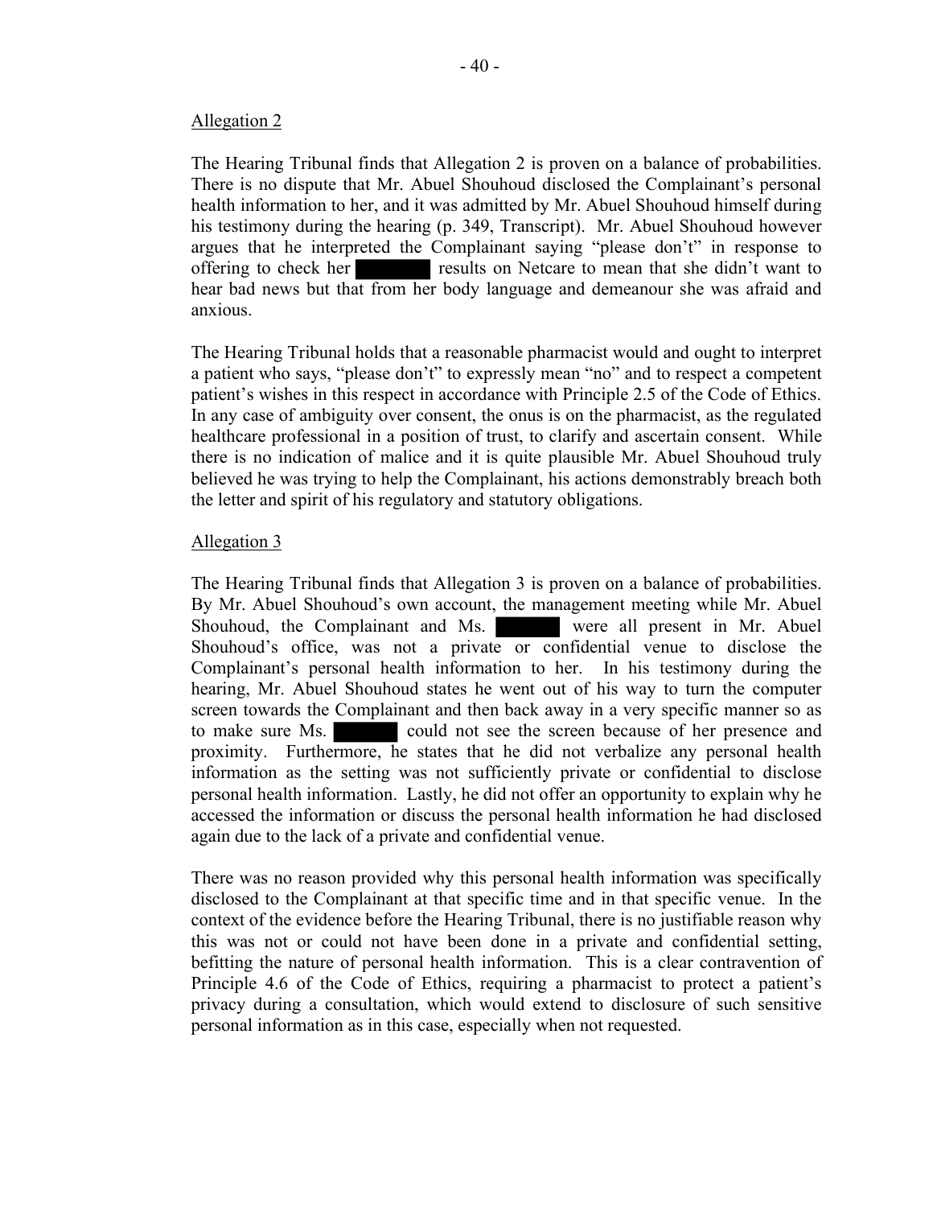Allegation 2

The Hearing Tribunal finds that Allegation 2 is proven on a balance of probabilities. There is no dispute that Mr. Abuel Shouhoud disclosed the Complainant's personal health information to her, and it was admitted by Mr. Abuel Shouhoud himself during his testimony during the hearing (p. 349, Transcript). Mr. Abuel Shouhoud however argues that he interpreted the Complainant saying "please don't" in response to offering to check her [redacted] results on Netcare to mean that she didn't want to hear bad news but that from her body language and demeanour she was afraid and anxious.

The Hearing Tribunal holds that a reasonable pharmacist would and ought to interpret a patient who says, "please don't" to expressly mean "no" and to respect a competent patient's wishes in this respect in accordance with Principle 2.5 of the Code of Ethics. In any case of ambiguity over consent, the onus is on the pharmacist, as the regulated healthcare professional in a position of trust, to clarify and ascertain consent. While there is no indication of malice and it is quite plausible Mr. Abuel Shouhoud truly believed he was trying to help the Complainant, his actions demonstrably breach both the letter and spirit of his regulatory and statutory obligations.

Allegation 3

The Hearing Tribunal finds that Allegation 3 is proven on a balance of probabilities. By Mr. Abuel Shouhoud's own account, the management meeting while Mr. Abuel Shouhoud, the Complainant and Ms. [redacted] were all present in Mr. Abuel Shouhoud's office, was not a private or confidential venue to disclose the Complainant's personal health information to her. In his testimony during the hearing, Mr. Abuel Shouhoud states he went out of his way to turn the computer screen towards the Complainant and then back away in a very specific manner so as to make sure Ms. [redacted] could not see the screen because of her presence and proximity. Furthermore, he states that he did not verbalize any personal health information as the setting was not sufficiently private or confidential to disclose personal health information. Lastly, he did not offer an opportunity to explain why he accessed the information or discuss the personal health information he had disclosed again due to the lack of a private and confidential venue.

There was no reason provided why this personal health information was specifically disclosed to the Complainant at that specific time and in that specific venue. In the context of the evidence before the Hearing Tribunal, there is no justifiable reason why this was not or could not have been done in a private and confidential setting, befitting the nature of personal health information. This is a clear contravention of Principle 4.6 of the Code of Ethics, requiring a pharmacist to protect a patient's privacy during a consultation, which would extend to disclosure of such sensitive personal information as in this case, especially when not requested.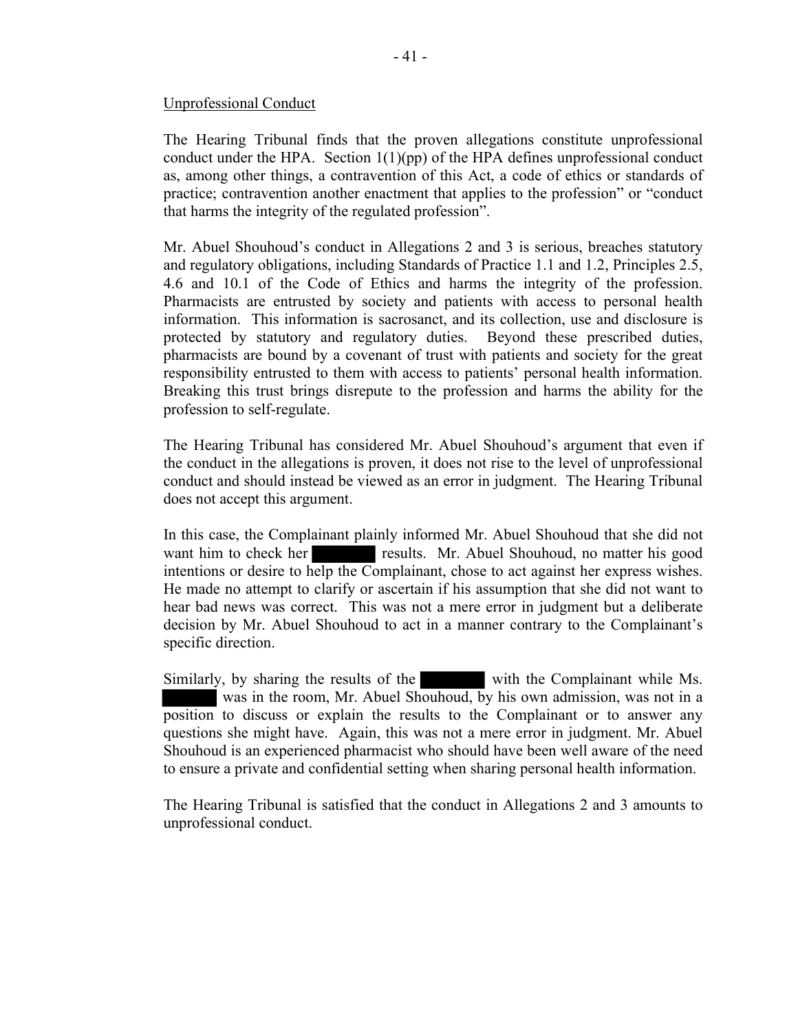Unprofessional Conduct

The Hearing Tribunal finds that the proven allegations constitute unprofessional conduct under the HPA. Section 1(1)(pp) of the HPA defines unprofessional conduct as, among other things, a contravention of this Act, a code of ethics or standards of practice; contravention another enactment that applies to the profession" or "conduct that harms the integrity of the regulated profession".

Mr. Abuel Shouhoud's conduct in Allegations 2 and 3 is serious, breaches statutory and regulatory obligations, including Standards of Practice 1.1 and 1.2, Principles 2.5, 4.6 and 10.1 of the Code of Ethics and harms the integrity of the profession. Pharmacists are entrusted by society and patients with access to personal health information. This information is sacrosanct, and its collection, use and disclosure is protected by statutory and regulatory duties. Beyond these prescribed duties, pharmacists are bound by a covenant of trust with patients and society for the great responsibility entrusted to them with access to patients' personal health information. Breaking this trust brings disrepute to the profession and harms the ability for the profession to self-regulate.

The Hearing Tribunal has considered Mr. Abuel Shouhoud's argument that even if the conduct in the allegations is proven, it does not rise to the level of unprofessional conduct and should instead be viewed as an error in judgment. The Hearing Tribunal does not accept this argument.

In this case, the Complainant plainly informed Mr. Abuel Shouhoud that she did not want him to check her ██████ results. Mr. Abuel Shouhoud, no matter his good intentions or desire to help the Complainant, chose to act against her express wishes. He made no attempt to clarify or ascertain if his assumption that she did not want to hear bad news was correct. This was not a mere error in judgment but a deliberate decision by Mr. Abuel Shouhoud to act in a manner contrary to the Complainant's specific direction.

Similarly, by sharing the results of the ██████ with the Complainant while Ms. ██████ was in the room, Mr. Abuel Shouhoud, by his own admission, was not in a position to discuss or explain the results to the Complainant or to answer any questions she might have. Again, this was not a mere error in judgment. Mr. Abuel Shouhoud is an experienced pharmacist who should have been well aware of the need to ensure a private and confidential setting when sharing personal health information.

The Hearing Tribunal is satisfied that the conduct in Allegations 2 and 3 amounts to unprofessional conduct.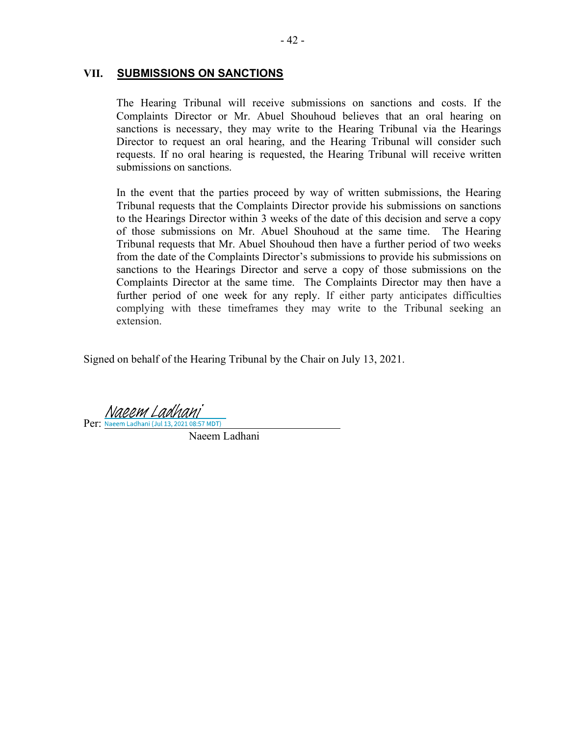## VII. SUBMISSIONS ON SANCTIONS

The Hearing Tribunal will receive submissions on sanctions and costs. If the Complaints Director or Mr. Abuel Shouhoud believes that an oral hearing on sanctions is necessary, they may write to the Hearing Tribunal via the Hearings Director to request an oral hearing, and the Hearing Tribunal will consider such requests. If no oral hearing is requested, the Hearing Tribunal will receive written submissions on sanctions.

In the event that the parties proceed by way of written submissions, the Hearing Tribunal requests that the Complaints Director provide his submissions on sanctions to the Hearings Director within 3 weeks of the date of this decision and serve a copy of those submissions on Mr. Abuel Shouhoud at the same time. The Hearing Tribunal requests that Mr. Abuel Shouhoud then have a further period of two weeks from the date of the Complaints Director's submissions to provide his submissions on sanctions to the Hearings Director and serve a copy of those submissions on the Complaints Director at the same time. The Complaints Director may then have a further period of one week for any reply. If either party anticipates difficulties complying with these timeframes they may write to the Tribunal seeking an extension.

Signed on behalf of the Hearing Tribunal by the Chair on July 13, 2021.

Per: *Naeem Ladhani*
Naeem Ladhani (Jul 13, 2021 08:57 MDT)

Naeem Ladhani